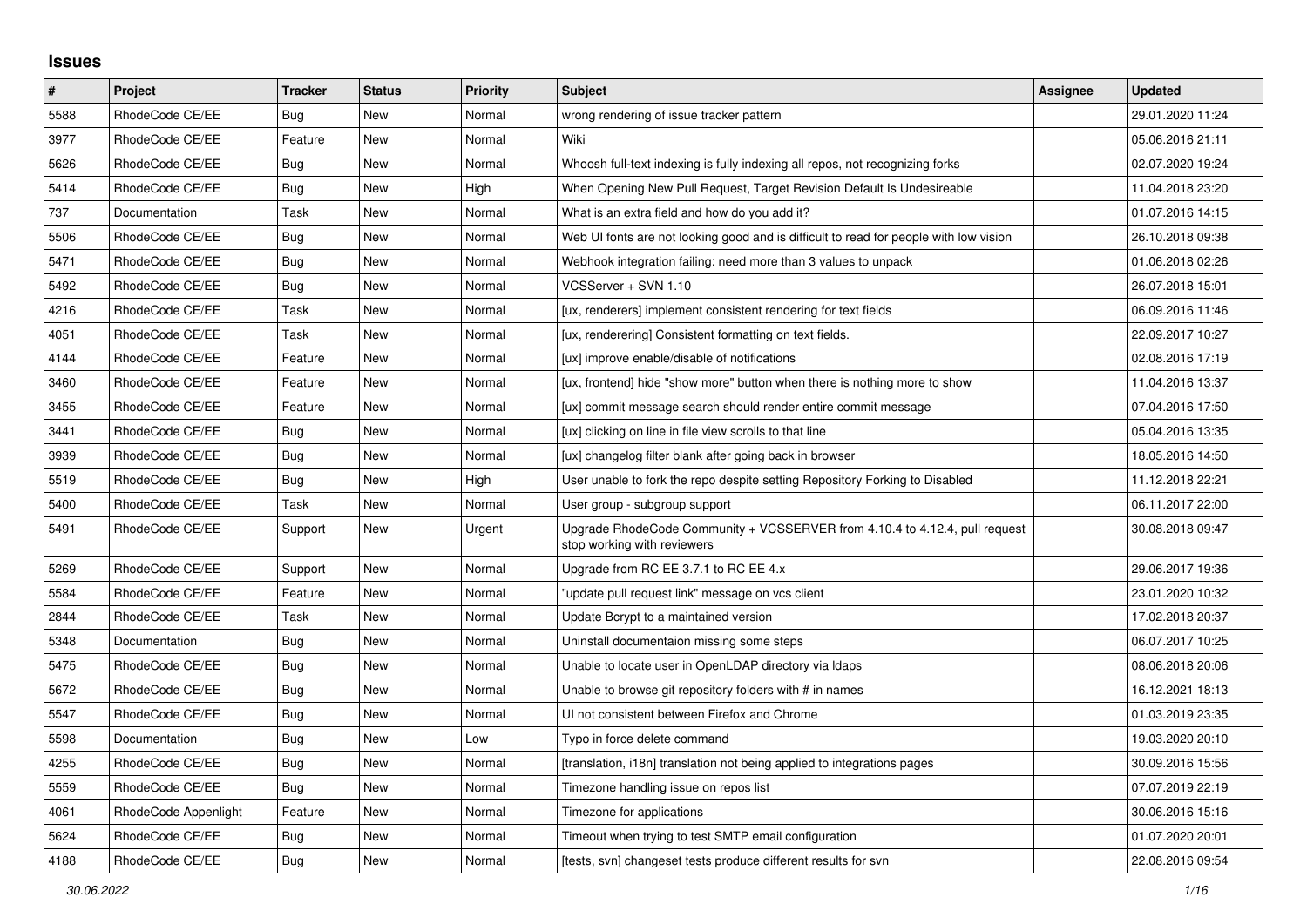## Issues

| # | Project | Tracker | Status | Priority | Subject | Assignee | Updated |
|---|---|---|---|---|---|---|---|
| 5588 | RhodeCode CE/EE | Bug | New | Normal | wrong rendering of issue tracker pattern | | 29.01.2020 11:24 |
| 3977 | RhodeCode CE/EE | Feature | New | Normal | Wiki | | 05.06.2016 21:11 |
| 5626 | RhodeCode CE/EE | Bug | New | Normal | Whoosh full-text indexing is fully indexing all repos, not recognizing forks | | 02.07.2020 19:24 |
| 5414 | RhodeCode CE/EE | Bug | New | High | When Opening New Pull Request, Target Revision Default Is Undesireable | | 11.04.2018 23:20 |
| 737 | Documentation | Task | New | Normal | What is an extra field and how do you add it? | | 01.07.2016 14:15 |
| 5506 | RhodeCode CE/EE | Bug | New | Normal | Web UI fonts are not looking good and is difficult to read for people with low vision | | 26.10.2018 09:38 |
| 5471 | RhodeCode CE/EE | Bug | New | Normal | Webhook integration failing: need more than 3 values to unpack | | 01.06.2018 02:26 |
| 5492 | RhodeCode CE/EE | Bug | New | Normal | VCSServer + SVN 1.10 | | 26.07.2018 15:01 |
| 4216 | RhodeCode CE/EE | Task | New | Normal | [ux, renderers] implement consistent rendering for text fields | | 06.09.2016 11:46 |
| 4051 | RhodeCode CE/EE | Task | New | Normal | [ux, renderering] Consistent formatting on text fields. | | 22.09.2017 10:27 |
| 4144 | RhodeCode CE/EE | Feature | New | Normal | [ux] improve enable/disable of notifications | | 02.08.2016 17:19 |
| 3460 | RhodeCode CE/EE | Feature | New | Normal | [ux, frontend] hide "show more" button when there is nothing more to show | | 11.04.2016 13:37 |
| 3455 | RhodeCode CE/EE | Feature | New | Normal | [ux] commit message search should render entire commit message | | 07.04.2016 17:50 |
| 3441 | RhodeCode CE/EE | Bug | New | Normal | [ux] clicking on line in file view scrolls to that line | | 05.04.2016 13:35 |
| 3939 | RhodeCode CE/EE | Bug | New | Normal | [ux] changelog filter blank after going back in browser | | 18.05.2016 14:50 |
| 5519 | RhodeCode CE/EE | Bug | New | High | User unable to fork the repo despite setting Repository Forking to Disabled | | 11.12.2018 22:21 |
| 5400 | RhodeCode CE/EE | Task | New | Normal | User group - subgroup support | | 06.11.2017 22:00 |
| 5491 | RhodeCode CE/EE | Support | New | Urgent | Upgrade RhodeCode Community + VCSSERVER from 4.10.4 to 4.12.4, pull request stop working with reviewers | | 30.08.2018 09:47 |
| 5269 | RhodeCode CE/EE | Support | New | Normal | Upgrade from RC EE 3.7.1 to RC EE 4.x | | 29.06.2017 19:36 |
| 5584 | RhodeCode CE/EE | Feature | New | Normal | "update pull request link" message on vcs client | | 23.01.2020 10:32 |
| 2844 | RhodeCode CE/EE | Task | New | Normal | Update Bcrypt to a maintained version | | 17.02.2018 20:37 |
| 5348 | Documentation | Bug | New | Normal | Uninstall documentaion missing some steps | | 06.07.2017 10:25 |
| 5475 | RhodeCode CE/EE | Bug | New | Normal | Unable to locate user in OpenLDAP directory via ldaps | | 08.06.2018 20:06 |
| 5672 | RhodeCode CE/EE | Bug | New | Normal | Unable to browse git repository folders with # in names | | 16.12.2021 18:13 |
| 5547 | RhodeCode CE/EE | Bug | New | Normal | UI not consistent between Firefox and Chrome | | 01.03.2019 23:35 |
| 5598 | Documentation | Bug | New | Low | Typo in force delete command | | 19.03.2020 20:10 |
| 4255 | RhodeCode CE/EE | Bug | New | Normal | [translation, i18n] translation not being applied to integrations pages | | 30.09.2016 15:56 |
| 5559 | RhodeCode CE/EE | Bug | New | Normal | Timezone handling issue on repos list | | 07.07.2019 22:19 |
| 4061 | RhodeCode Appenlight | Feature | New | Normal | Timezone for applications | | 30.06.2016 15:16 |
| 5624 | RhodeCode CE/EE | Bug | New | Normal | Timeout when trying to test SMTP email configuration | | 01.07.2020 20:01 |
| 4188 | RhodeCode CE/EE | Bug | New | Normal | [tests, svn] changeset tests produce different results for svn | | 22.08.2016 09:54 |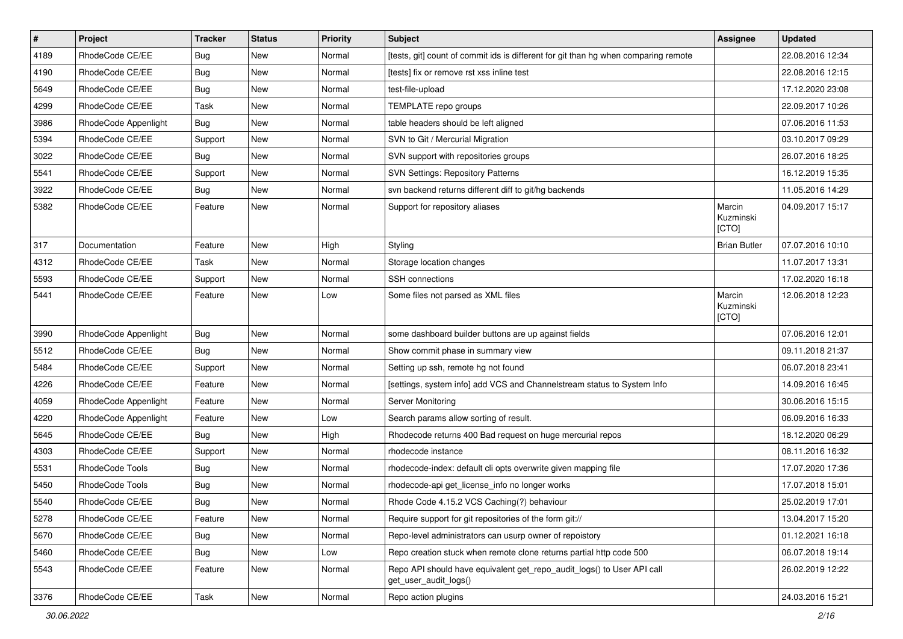| # | Project | Tracker | Status | Priority | Subject | Assignee | Updated |
|---|---|---|---|---|---|---|---|
| 4189 | RhodeCode CE/EE | Bug | New | Normal | [tests, git] count of commit ids is different for git than hg when comparing remote | | 22.08.2016 12:34 |
| 4190 | RhodeCode CE/EE | Bug | New | Normal | [tests] fix or remove rst xss inline test | | 22.08.2016 12:15 |
| 5649 | RhodeCode CE/EE | Bug | New | Normal | test-file-upload | | 17.12.2020 23:08 |
| 4299 | RhodeCode CE/EE | Task | New | Normal | TEMPLATE repo groups | | 22.09.2017 10:26 |
| 3986 | RhodeCode Appenlight | Bug | New | Normal | table headers should be left aligned | | 07.06.2016 11:53 |
| 5394 | RhodeCode CE/EE | Support | New | Normal | SVN to Git / Mercurial Migration | | 03.10.2017 09:29 |
| 3022 | RhodeCode CE/EE | Bug | New | Normal | SVN support with repositories groups | | 26.07.2016 18:25 |
| 5541 | RhodeCode CE/EE | Support | New | Normal | SVN Settings: Repository Patterns | | 16.12.2019 15:35 |
| 3922 | RhodeCode CE/EE | Bug | New | Normal | svn backend returns different diff to git/hg backends | | 11.05.2016 14:29 |
| 5382 | RhodeCode CE/EE | Feature | New | Normal | Support for repository aliases | Marcin Kuzminski [CTO] | 04.09.2017 15:17 |
| 317 | Documentation | Feature | New | High | Styling | Brian Butler | 07.07.2016 10:10 |
| 4312 | RhodeCode CE/EE | Task | New | Normal | Storage location changes | | 11.07.2017 13:31 |
| 5593 | RhodeCode CE/EE | Support | New | Normal | SSH connections | | 17.02.2020 16:18 |
| 5441 | RhodeCode CE/EE | Feature | New | Low | Some files not parsed as XML files | Marcin Kuzminski [CTO] | 12.06.2018 12:23 |
| 3990 | RhodeCode Appenlight | Bug | New | Normal | some dashboard builder buttons are up against fields | | 07.06.2016 12:01 |
| 5512 | RhodeCode CE/EE | Bug | New | Normal | Show commit phase in summary view | | 09.11.2018 21:37 |
| 5484 | RhodeCode CE/EE | Support | New | Normal | Setting up ssh, remote hg not found | | 06.07.2018 23:41 |
| 4226 | RhodeCode CE/EE | Feature | New | Normal | [settings, system info] add VCS and Channelstream status to System Info | | 14.09.2016 16:45 |
| 4059 | RhodeCode Appenlight | Feature | New | Normal | Server Monitoring | | 30.06.2016 15:15 |
| 4220 | RhodeCode Appenlight | Feature | New | Low | Search params allow sorting of result. | | 06.09.2016 16:33 |
| 5645 | RhodeCode CE/EE | Bug | New | High | Rhodecode returns 400 Bad request on huge mercurial repos | | 18.12.2020 06:29 |
| 4303 | RhodeCode CE/EE | Support | New | Normal | rhodecode instance | | 08.11.2016 16:32 |
| 5531 | RhodeCode Tools | Bug | New | Normal | rhodecode-index: default cli opts overwrite given mapping file | | 17.07.2020 17:36 |
| 5450 | RhodeCode Tools | Bug | New | Normal | rhodecode-api get_license_info no longer works | | 17.07.2018 15:01 |
| 5540 | RhodeCode CE/EE | Bug | New | Normal | Rhode Code 4.15.2 VCS Caching(?) behaviour | | 25.02.2019 17:01 |
| 5278 | RhodeCode CE/EE | Feature | New | Normal | Require support for git repositories of the form git:// | | 13.04.2017 15:20 |
| 5670 | RhodeCode CE/EE | Bug | New | Normal | Repo-level administrators can usurp owner of repoistory | | 01.12.2021 16:18 |
| 5460 | RhodeCode CE/EE | Bug | New | Low | Repo creation stuck when remote clone returns partial http code 500 | | 06.07.2018 19:14 |
| 5543 | RhodeCode CE/EE | Feature | New | Normal | Repo API should have equivalent get_repo_audit_logs() to User API call get_user_audit_logs() | | 26.02.2019 12:22 |
| 3376 | RhodeCode CE/EE | Task | New | Normal | Repo action plugins | | 24.03.2016 15:21 |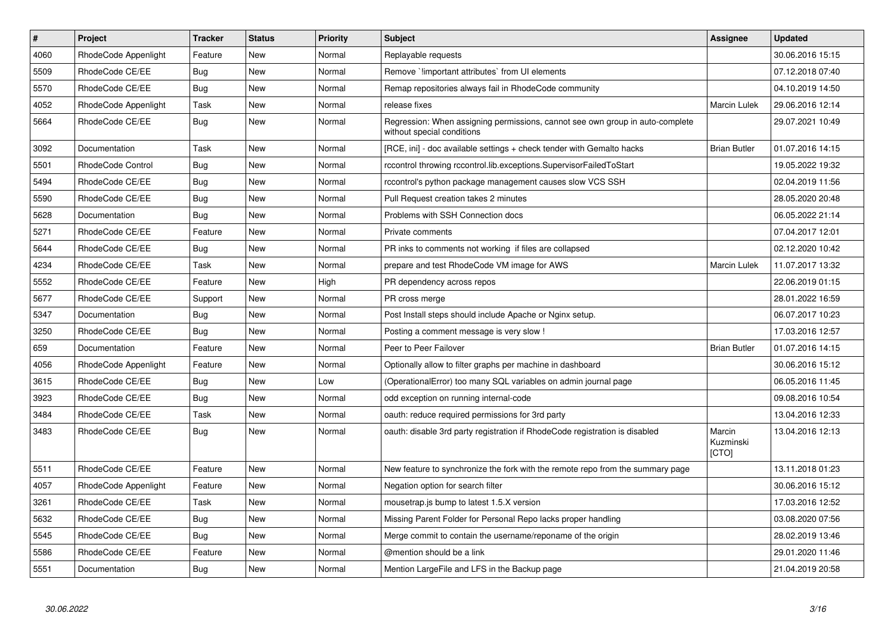| # | Project | Tracker | Status | Priority | Subject | Assignee | Updated |
|---|---|---|---|---|---|---|---|
| 4060 | RhodeCode Appenlight | Feature | New | Normal | Replayable requests | | 30.06.2016 15:15 |
| 5509 | RhodeCode CE/EE | Bug | New | Normal | Remove `!important attributes` from UI elements | | 07.12.2018 07:40 |
| 5570 | RhodeCode CE/EE | Bug | New | Normal | Remap repositories always fail in RhodeCode community | | 04.10.2019 14:50 |
| 4052 | RhodeCode Appenlight | Task | New | Normal | release fixes | Marcin Lulek | 29.06.2016 12:14 |
| 5664 | RhodeCode CE/EE | Bug | New | Normal | Regression: When assigning permissions, cannot see own group in auto-complete without special conditions | | 29.07.2021 10:49 |
| 3092 | Documentation | Task | New | Normal | [RCE, ini] - doc available settings + check tender with Gemalto hacks | Brian Butler | 01.07.2016 14:15 |
| 5501 | RhodeCode Control | Bug | New | Normal | rccontrol throwing rccontrol.lib.exceptions.SupervisorFailedToStart | | 19.05.2022 19:32 |
| 5494 | RhodeCode CE/EE | Bug | New | Normal | rccontrol's python package management causes slow VCS SSH | | 02.04.2019 11:56 |
| 5590 | RhodeCode CE/EE | Bug | New | Normal | Pull Request creation takes 2 minutes | | 28.05.2020 20:48 |
| 5628 | Documentation | Bug | New | Normal | Problems with SSH Connection docs | | 06.05.2022 21:14 |
| 5271 | RhodeCode CE/EE | Feature | New | Normal | Private comments | | 07.04.2017 12:01 |
| 5644 | RhodeCode CE/EE | Bug | New | Normal | PR inks to comments not working if files are collapsed | | 02.12.2020 10:42 |
| 4234 | RhodeCode CE/EE | Task | New | Normal | prepare and test RhodeCode VM image for AWS | Marcin Lulek | 11.07.2017 13:32 |
| 5552 | RhodeCode CE/EE | Feature | New | High | PR dependency across repos | | 22.06.2019 01:15 |
| 5677 | RhodeCode CE/EE | Support | New | Normal | PR cross merge | | 28.01.2022 16:59 |
| 5347 | Documentation | Bug | New | Normal | Post Install steps should include Apache or Nginx setup. | | 06.07.2017 10:23 |
| 3250 | RhodeCode CE/EE | Bug | New | Normal | Posting a comment message is very slow ! | | 17.03.2016 12:57 |
| 659 | Documentation | Feature | New | Normal | Peer to Peer Failover | Brian Butler | 01.07.2016 14:15 |
| 4056 | RhodeCode Appenlight | Feature | New | Normal | Optionally allow to filter graphs per machine in dashboard | | 30.06.2016 15:12 |
| 3615 | RhodeCode CE/EE | Bug | New | Low | (OperationalError) too many SQL variables on admin journal page | | 06.05.2016 11:45 |
| 3923 | RhodeCode CE/EE | Bug | New | Normal | odd exception on running internal-code | | 09.08.2016 10:54 |
| 3484 | RhodeCode CE/EE | Task | New | Normal | oauth: reduce required permissions for 3rd party | | 13.04.2016 12:33 |
| 3483 | RhodeCode CE/EE | Bug | New | Normal | oauth: disable 3rd party registration if RhodeCode registration is disabled | Marcin Kuzminski [CTO] | 13.04.2016 12:13 |
| 5511 | RhodeCode CE/EE | Feature | New | Normal | New feature to synchronize the fork with the remote repo from the summary page | | 13.11.2018 01:23 |
| 4057 | RhodeCode Appenlight | Feature | New | Normal | Negation option for search filter | | 30.06.2016 15:12 |
| 3261 | RhodeCode CE/EE | Task | New | Normal | mousetrap.js bump to latest 1.5.X version | | 17.03.2016 12:52 |
| 5632 | RhodeCode CE/EE | Bug | New | Normal | Missing Parent Folder for Personal Repo lacks proper handling | | 03.08.2020 07:56 |
| 5545 | RhodeCode CE/EE | Bug | New | Normal | Merge commit to contain the username/reponame of the origin | | 28.02.2019 13:46 |
| 5586 | RhodeCode CE/EE | Feature | New | Normal | @mention should be a link | | 29.01.2020 11:46 |
| 5551 | Documentation | Bug | New | Normal | Mention LargeFile and LFS in the Backup page | | 21.04.2019 20:58 |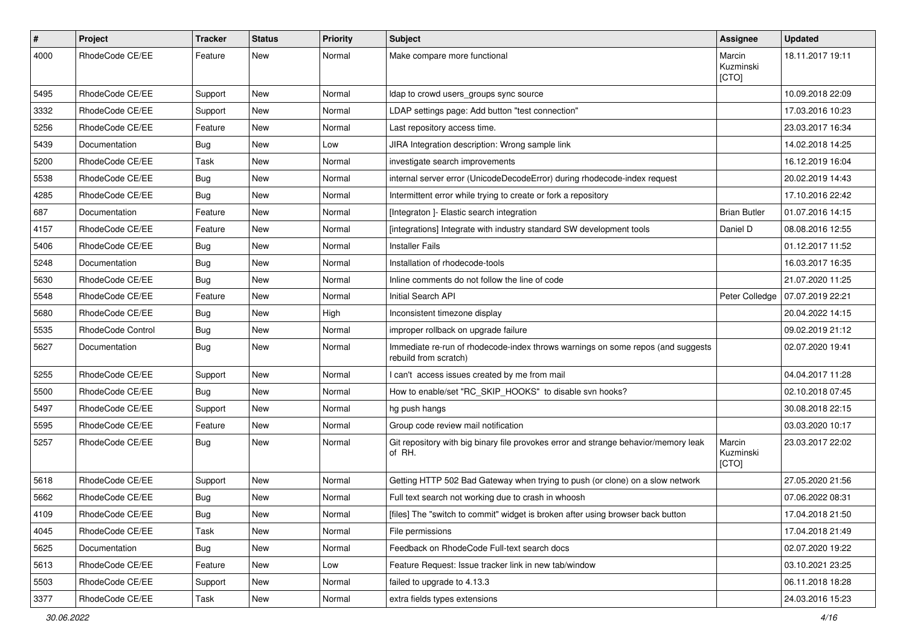| # | Project | Tracker | Status | Priority | Subject | Assignee | Updated |
| --- | --- | --- | --- | --- | --- | --- | --- |
| 4000 | RhodeCode CE/EE | Feature | New | Normal | Make compare more functional | Marcin Kuzminski [CTO] | 18.11.2017 19:11 |
| 5495 | RhodeCode CE/EE | Support | New | Normal | ldap to crowd users_groups sync source | | 10.09.2018 22:09 |
| 3332 | RhodeCode CE/EE | Support | New | Normal | LDAP settings page: Add button "test connection" | | 17.03.2016 10:23 |
| 5256 | RhodeCode CE/EE | Feature | New | Normal | Last repository access time. | | 23.03.2017 16:34 |
| 5439 | Documentation | Bug | New | Low | JIRA Integration description: Wrong sample link | | 14.02.2018 14:25 |
| 5200 | RhodeCode CE/EE | Task | New | Normal | investigate search improvements | | 16.12.2019 16:04 |
| 5538 | RhodeCode CE/EE | Bug | New | Normal | internal server error (UnicodeDecodeError) during rhodecode-index request | | 20.02.2019 14:43 |
| 4285 | RhodeCode CE/EE | Bug | New | Normal | Intermittent error while trying to create or fork a repository | | 17.10.2016 22:42 |
| 687 | Documentation | Feature | New | Normal | [Integraton ]- Elastic search integration | Brian Butler | 01.07.2016 14:15 |
| 4157 | RhodeCode CE/EE | Feature | New | Normal | [integrations] Integrate with industry standard SW development tools | Daniel D | 08.08.2016 12:55 |
| 5406 | RhodeCode CE/EE | Bug | New | Normal | Installer Fails | | 01.12.2017 11:52 |
| 5248 | Documentation | Bug | New | Normal | Installation of rhodecode-tools | | 16.03.2017 16:35 |
| 5630 | RhodeCode CE/EE | Bug | New | Normal | Inline comments do not follow the line of code | | 21.07.2020 11:25 |
| 5548 | RhodeCode CE/EE | Feature | New | Normal | Initial Search API | Peter Colledge | 07.07.2019 22:21 |
| 5680 | RhodeCode CE/EE | Bug | New | High | Inconsistent timezone display | | 20.04.2022 14:15 |
| 5535 | RhodeCode Control | Bug | New | Normal | improper rollback on upgrade failure | | 09.02.2019 21:12 |
| 5627 | Documentation | Bug | New | Normal | Immediate re-run of rhodecode-index throws warnings on some repos (and suggests rebuild from scratch) | | 02.07.2020 19:41 |
| 5255 | RhodeCode CE/EE | Support | New | Normal | I can't access issues created by me from mail | | 04.04.2017 11:28 |
| 5500 | RhodeCode CE/EE | Bug | New | Normal | How to enable/set "RC_SKIP_HOOKS" to disable svn hooks? | | 02.10.2018 07:45 |
| 5497 | RhodeCode CE/EE | Support | New | Normal | hg push hangs | | 30.08.2018 22:15 |
| 5595 | RhodeCode CE/EE | Feature | New | Normal | Group code review mail notification | | 03.03.2020 10:17 |
| 5257 | RhodeCode CE/EE | Bug | New | Normal | Git repository with big binary file provokes error and strange behavior/memory leak of RH. | Marcin Kuzminski [CTO] | 23.03.2017 22:02 |
| 5618 | RhodeCode CE/EE | Support | New | Normal | Getting HTTP 502 Bad Gateway when trying to push (or clone) on a slow network | | 27.05.2020 21:56 |
| 5662 | RhodeCode CE/EE | Bug | New | Normal | Full text search not working due to crash in whoosh | | 07.06.2022 08:31 |
| 4109 | RhodeCode CE/EE | Bug | New | Normal | [files] The "switch to commit" widget is broken after using browser back button | | 17.04.2018 21:50 |
| 4045 | RhodeCode CE/EE | Task | New | Normal | File permissions | | 17.04.2018 21:49 |
| 5625 | Documentation | Bug | New | Normal | Feedback on RhodeCode Full-text search docs | | 02.07.2020 19:22 |
| 5613 | RhodeCode CE/EE | Feature | New | Low | Feature Request: Issue tracker link in new tab/window | | 03.10.2021 23:25 |
| 5503 | RhodeCode CE/EE | Support | New | Normal | failed to upgrade to 4.13.3 | | 06.11.2018 18:28 |
| 3377 | RhodeCode CE/EE | Task | New | Normal | extra fields types extensions | | 24.03.2016 15:23 |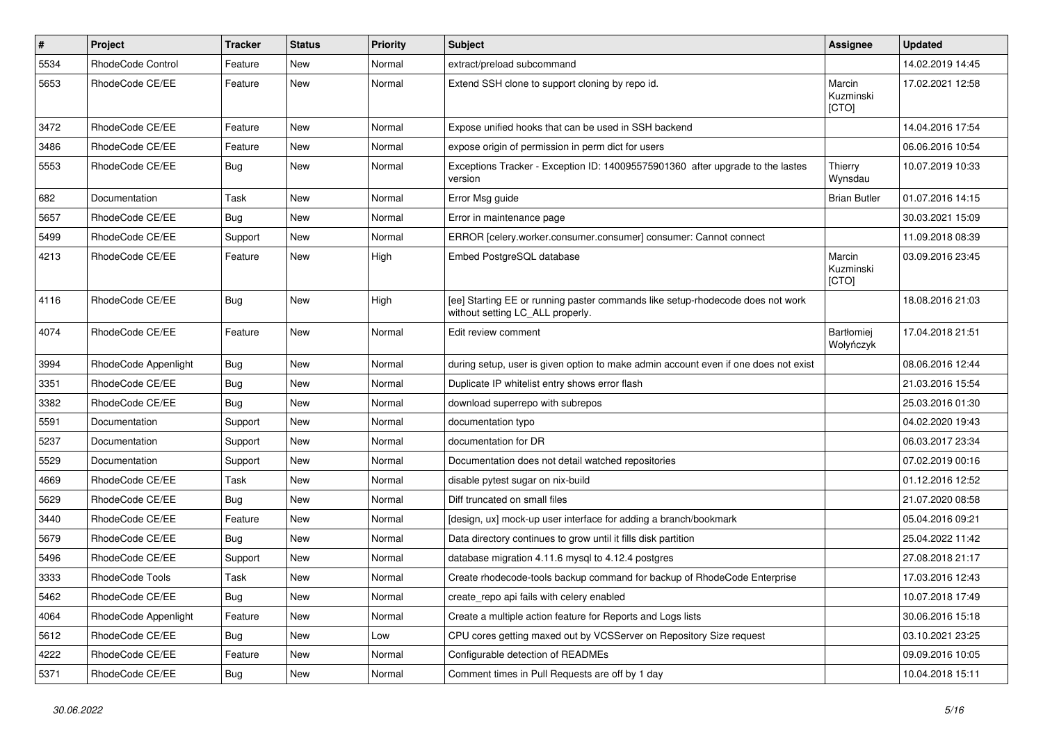| # | Project | Tracker | Status | Priority | Subject | Assignee | Updated |
|---|---|---|---|---|---|---|---|
| 5534 | RhodeCode Control | Feature | New | Normal | extract/preload subcommand | | 14.02.2019 14:45 |
| 5653 | RhodeCode CE/EE | Feature | New | Normal | Extend SSH clone to support cloning by repo id. | Marcin Kuzminski [CTO] | 17.02.2021 12:58 |
| 3472 | RhodeCode CE/EE | Feature | New | Normal | Expose unified hooks that can be used in SSH backend | | 14.04.2016 17:54 |
| 3486 | RhodeCode CE/EE | Feature | New | Normal | expose origin of permission in perm dict for users | | 06.06.2016 10:54 |
| 5553 | RhodeCode CE/EE | Bug | New | Normal | Exceptions Tracker - Exception ID: 140095575901360 after upgrade to the lastes version | Thierry Wynsdau | 10.07.2019 10:33 |
| 682 | Documentation | Task | New | Normal | Error Msg guide | Brian Butler | 01.07.2016 14:15 |
| 5657 | RhodeCode CE/EE | Bug | New | Normal | Error in maintenance page | | 30.03.2021 15:09 |
| 5499 | RhodeCode CE/EE | Support | New | Normal | ERROR [celery.worker.consumer.consumer] consumer: Cannot connect | | 11.09.2018 08:39 |
| 4213 | RhodeCode CE/EE | Feature | New | High | Embed PostgreSQL database | Marcin Kuzminski [CTO] | 03.09.2016 23:45 |
| 4116 | RhodeCode CE/EE | Bug | New | High | [ee] Starting EE or running paster commands like setup-rhodecode does not work without setting LC_ALL properly. | | 18.08.2016 21:03 |
| 4074 | RhodeCode CE/EE | Feature | New | Normal | Edit review comment | Bartłomiej Wołyńczyk | 17.04.2018 21:51 |
| 3994 | RhodeCode Appenlight | Bug | New | Normal | during setup, user is given option to make admin account even if one does not exist | | 08.06.2016 12:44 |
| 3351 | RhodeCode CE/EE | Bug | New | Normal | Duplicate IP whitelist entry shows error flash | | 21.03.2016 15:54 |
| 3382 | RhodeCode CE/EE | Bug | New | Normal | download superrepo with subrepos | | 25.03.2016 01:30 |
| 5591 | Documentation | Support | New | Normal | documentation typo | | 04.02.2020 19:43 |
| 5237 | Documentation | Support | New | Normal | documentation for DR | | 06.03.2017 23:34 |
| 5529 | Documentation | Support | New | Normal | Documentation does not detail watched repositories | | 07.02.2019 00:16 |
| 4669 | RhodeCode CE/EE | Task | New | Normal | disable pytest sugar on nix-build | | 01.12.2016 12:52 |
| 5629 | RhodeCode CE/EE | Bug | New | Normal | Diff truncated on small files | | 21.07.2020 08:58 |
| 3440 | RhodeCode CE/EE | Feature | New | Normal | [design, ux] mock-up user interface for adding a branch/bookmark | | 05.04.2016 09:21 |
| 5679 | RhodeCode CE/EE | Bug | New | Normal | Data directory continues to grow until it fills disk partition | | 25.04.2022 11:42 |
| 5496 | RhodeCode CE/EE | Support | New | Normal | database migration 4.11.6 mysql to 4.12.4 postgres | | 27.08.2018 21:17 |
| 3333 | RhodeCode Tools | Task | New | Normal | Create rhodecode-tools backup command for backup of RhodeCode Enterprise | | 17.03.2016 12:43 |
| 5462 | RhodeCode CE/EE | Bug | New | Normal | create_repo api fails with celery enabled | | 10.07.2018 17:49 |
| 4064 | RhodeCode Appenlight | Feature | New | Normal | Create a multiple action feature for Reports and Logs lists | | 30.06.2016 15:18 |
| 5612 | RhodeCode CE/EE | Bug | New | Low | CPU cores getting maxed out by VCSServer on Repository Size request | | 03.10.2021 23:25 |
| 4222 | RhodeCode CE/EE | Feature | New | Normal | Configurable detection of READMEs | | 09.09.2016 10:05 |
| 5371 | RhodeCode CE/EE | Bug | New | Normal | Comment times in Pull Requests are off by 1 day | | 10.04.2018 15:11 |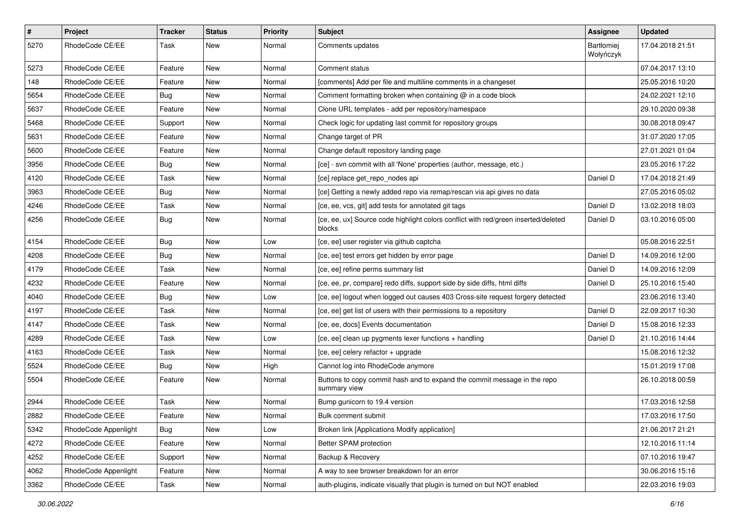| # | Project | Tracker | Status | Priority | Subject | Assignee | Updated |
|---|---|---|---|---|---|---|---|
| 5270 | RhodeCode CE/EE | Task | New | Normal | Comments updates | Bartłomiej Wołyńczyk | 17.04.2018 21:51 |
| 5273 | RhodeCode CE/EE | Feature | New | Normal | Comment status | | 07.04.2017 13:10 |
| 148 | RhodeCode CE/EE | Feature | New | Normal | [comments] Add per file and multiline comments in a changeset | | 25.05.2016 10:20 |
| 5654 | RhodeCode CE/EE | Bug | New | Normal | Comment formatting broken when containing @ in a code block | | 24.02.2021 12:10 |
| 5637 | RhodeCode CE/EE | Feature | New | Normal | Clone URL templates - add per repository/namespace | | 29.10.2020 09:38 |
| 5468 | RhodeCode CE/EE | Support | New | Normal | Check logic for updating last commit for repository groups | | 30.08.2018 09:47 |
| 5631 | RhodeCode CE/EE | Feature | New | Normal | Change target of PR | | 31.07.2020 17:05 |
| 5600 | RhodeCode CE/EE | Feature | New | Normal | Change default repository landing page | | 27.01.2021 01:04 |
| 3956 | RhodeCode CE/EE | Bug | New | Normal | [ce] - svn commit with all 'None' properties (author, message, etc.) | | 23.05.2016 17:22 |
| 4120 | RhodeCode CE/EE | Task | New | Normal | [ce] replace get_repo_nodes api | Daniel D | 17.04.2018 21:49 |
| 3963 | RhodeCode CE/EE | Bug | New | Normal | [ce] Getting a newly added repo via remap/rescan via api gives no data | | 27.05.2016 05:02 |
| 4246 | RhodeCode CE/EE | Task | New | Normal | [ce, ee, vcs, git] add tests for annotated git tags | Daniel D | 13.02.2018 18:03 |
| 4256 | RhodeCode CE/EE | Bug | New | Normal | [ce, ee, ux] Source code highlight colors conflict with red/green inserted/deleted blocks | Daniel D | 03.10.2016 05:00 |
| 4154 | RhodeCode CE/EE | Bug | New | Low | [ce, ee] user register via github captcha | | 05.08.2016 22:51 |
| 4208 | RhodeCode CE/EE | Bug | New | Normal | [ce, ee] test errors get hidden by error page | Daniel D | 14.09.2016 12:00 |
| 4179 | RhodeCode CE/EE | Task | New | Normal | [ce, ee] refine perms summary list | Daniel D | 14.09.2016 12:09 |
| 4232 | RhodeCode CE/EE | Feature | New | Normal | [ce, ee, pr, compare] redo diffs, support side by side diffs, html diffs | Daniel D | 25.10.2016 15:40 |
| 4040 | RhodeCode CE/EE | Bug | New | Low | [ce, ee] logout when logged out causes 403 Cross-site request forgery detected | | 23.06.2016 13:40 |
| 4197 | RhodeCode CE/EE | Task | New | Normal | [ce, ee] get list of users with their permissions to a repository | Daniel D | 22.09.2017 10:30 |
| 4147 | RhodeCode CE/EE | Task | New | Normal | [ce, ee, docs] Events documentation | Daniel D | 15.08.2016 12:33 |
| 4289 | RhodeCode CE/EE | Task | New | Low | [ce, ee] clean up pygments lexer functions + handling | Daniel D | 21.10.2016 14:44 |
| 4163 | RhodeCode CE/EE | Task | New | Normal | [ce, ee] celery refactor + upgrade | | 15.08.2016 12:32 |
| 5524 | RhodeCode CE/EE | Bug | New | High | Cannot log into RhodeCode anymore | | 15.01.2019 17:08 |
| 5504 | RhodeCode CE/EE | Feature | New | Normal | Buttons to copy commit hash and to expand the commit message in the repo summary view | | 26.10.2018 00:59 |
| 2944 | RhodeCode CE/EE | Task | New | Normal | Bump gunicorn to 19.4 version | | 17.03.2016 12:58 |
| 2882 | RhodeCode CE/EE | Feature | New | Normal | Bulk comment submit | | 17.03.2016 17:50 |
| 5342 | RhodeCode Appenlight | Bug | New | Low | Broken link [Applications Modify application] | | 21.06.2017 21:21 |
| 4272 | RhodeCode CE/EE | Feature | New | Normal | Better SPAM protection | | 12.10.2016 11:14 |
| 4252 | RhodeCode CE/EE | Support | New | Normal | Backup & Recovery | | 07.10.2016 19:47 |
| 4062 | RhodeCode Appenlight | Feature | New | Normal | A way to see browser breakdown for an error | | 30.06.2016 15:16 |
| 3362 | RhodeCode CE/EE | Task | New | Normal | auth-plugins, indicate visually that plugin is turned on but NOT enabled | | 22.03.2016 19:03 |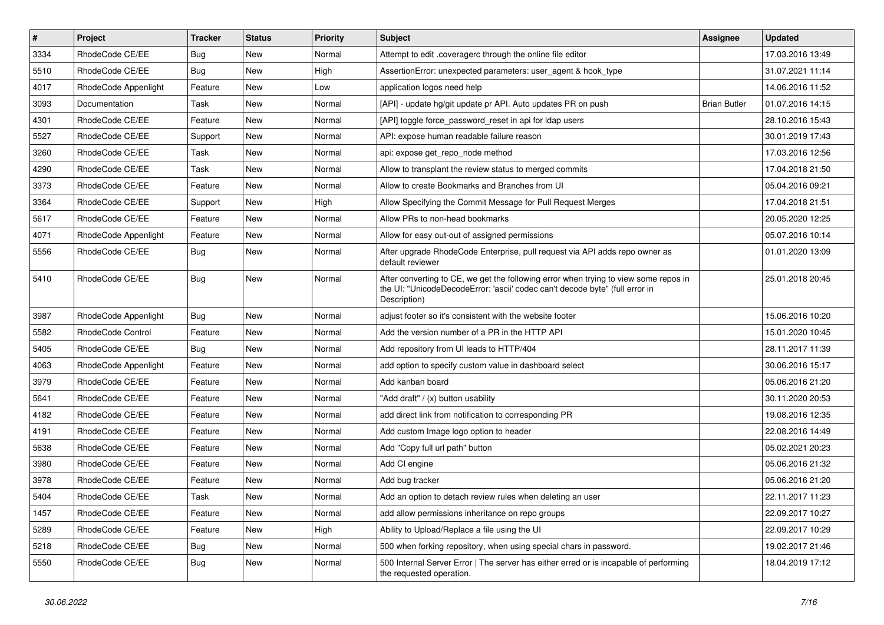| # | Project | Tracker | Status | Priority | Subject | Assignee | Updated |
| --- | --- | --- | --- | --- | --- | --- | --- |
| 3334 | RhodeCode CE/EE | Bug | New | Normal | Attempt to edit .coveragerc through the online file editor | | 17.03.2016 13:49 |
| 5510 | RhodeCode CE/EE | Bug | New | High | AssertionError: unexpected parameters: user_agent & hook_type | | 31.07.2021 11:14 |
| 4017 | RhodeCode Appenlight | Feature | New | Low | application logos need help | | 14.06.2016 11:52 |
| 3093 | Documentation | Task | New | Normal | [API] - update hg/git update pr API. Auto updates PR on push | Brian Butler | 01.07.2016 14:15 |
| 4301 | RhodeCode CE/EE | Feature | New | Normal | [API] toggle force_password_reset in api for ldap users | | 28.10.2016 15:43 |
| 5527 | RhodeCode CE/EE | Support | New | Normal | API: expose human readable failure reason | | 30.01.2019 17:43 |
| 3260 | RhodeCode CE/EE | Task | New | Normal | api: expose get_repo_node method | | 17.03.2016 12:56 |
| 4290 | RhodeCode CE/EE | Task | New | Normal | Allow to transplant the review status to merged commits | | 17.04.2018 21:50 |
| 3373 | RhodeCode CE/EE | Feature | New | Normal | Allow to create Bookmarks and Branches from UI | | 05.04.2016 09:21 |
| 3364 | RhodeCode CE/EE | Support | New | High | Allow Specifying the Commit Message for Pull Request Merges | | 17.04.2018 21:51 |
| 5617 | RhodeCode CE/EE | Feature | New | Normal | Allow PRs to non-head bookmarks | | 20.05.2020 12:25 |
| 4071 | RhodeCode Appenlight | Feature | New | Normal | Allow for easy out-out of assigned permissions | | 05.07.2016 10:14 |
| 5556 | RhodeCode CE/EE | Bug | New | Normal | After upgrade RhodeCode Enterprise, pull request via API adds repo owner as default reviewer | | 01.01.2020 13:09 |
| 5410 | RhodeCode CE/EE | Bug | New | Normal | After converting to CE, we get the following error when trying to view some repos in the UI: "UnicodeDecodeError: 'ascii' codec can't decode byte" (full error in Description) | | 25.01.2018 20:45 |
| 3987 | RhodeCode Appenlight | Bug | New | Normal | adjust footer so it's consistent with the website footer | | 15.06.2016 10:20 |
| 5582 | RhodeCode Control | Feature | New | Normal | Add the version number of a PR in the HTTP API | | 15.01.2020 10:45 |
| 5405 | RhodeCode CE/EE | Bug | New | Normal | Add repository from UI leads to HTTP/404 | | 28.11.2017 11:39 |
| 4063 | RhodeCode Appenlight | Feature | New | Normal | add option to specify custom value in dashboard select | | 30.06.2016 15:17 |
| 3979 | RhodeCode CE/EE | Feature | New | Normal | Add kanban board | | 05.06.2016 21:20 |
| 5641 | RhodeCode CE/EE | Feature | New | Normal | "Add draft" / (x) button usability | | 30.11.2020 20:53 |
| 4182 | RhodeCode CE/EE | Feature | New | Normal | add direct link from notification to corresponding PR | | 19.08.2016 12:35 |
| 4191 | RhodeCode CE/EE | Feature | New | Normal | Add custom Image logo option to header | | 22.08.2016 14:49 |
| 5638 | RhodeCode CE/EE | Feature | New | Normal | Add "Copy full url path" button | | 05.02.2021 20:23 |
| 3980 | RhodeCode CE/EE | Feature | New | Normal | Add CI engine | | 05.06.2016 21:32 |
| 3978 | RhodeCode CE/EE | Feature | New | Normal | Add bug tracker | | 05.06.2016 21:20 |
| 5404 | RhodeCode CE/EE | Task | New | Normal | Add an option to detach review rules when deleting an user | | 22.11.2017 11:23 |
| 1457 | RhodeCode CE/EE | Feature | New | Normal | add allow permissions inheritance on repo groups | | 22.09.2017 10:27 |
| 5289 | RhodeCode CE/EE | Feature | New | High | Ability to Upload/Replace a file using the UI | | 22.09.2017 10:29 |
| 5218 | RhodeCode CE/EE | Bug | New | Normal | 500 when forking repository, when using special chars in password. | | 19.02.2017 21:46 |
| 5550 | RhodeCode CE/EE | Bug | New | Normal | 500 Internal Server Error \| The server has either erred or is incapable of performing the requested operation. | | 18.04.2019 17:12 |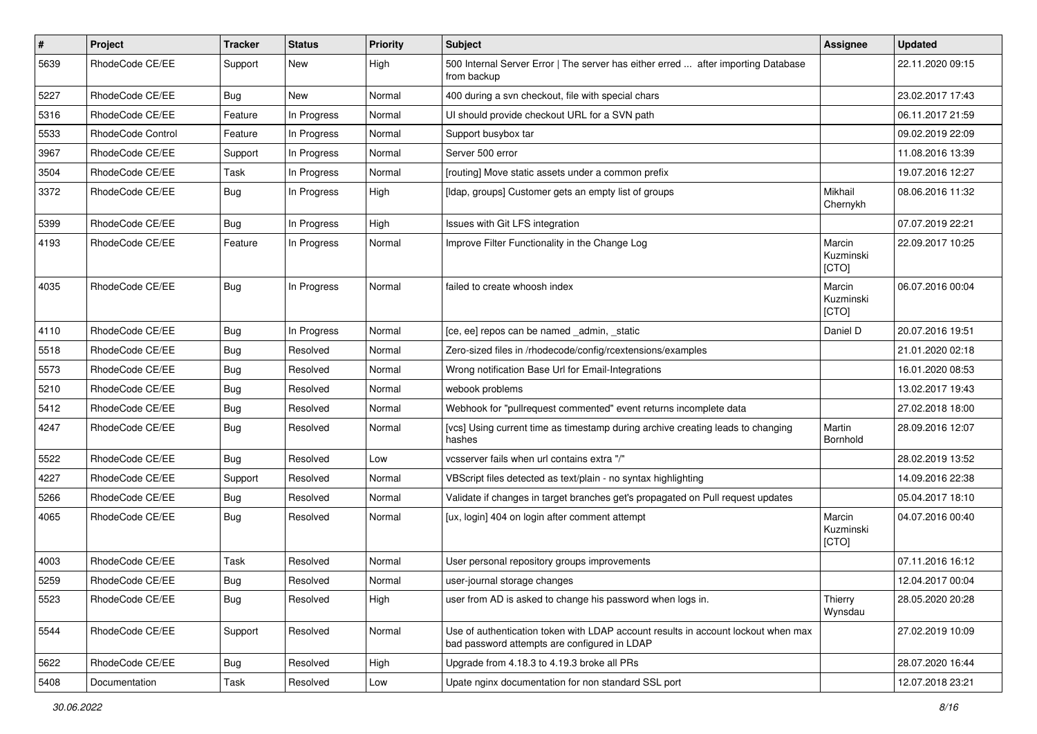| # | Project | Tracker | Status | Priority | Subject | Assignee | Updated |
|---|---|---|---|---|---|---|---|
| 5639 | RhodeCode CE/EE | Support | New | High | 500 Internal Server Error \| The server has either erred ... after importing Database from backup | | 22.11.2020 09:15 |
| 5227 | RhodeCode CE/EE | Bug | New | Normal | 400 during a svn checkout, file with special chars | | 23.02.2017 17:43 |
| 5316 | RhodeCode CE/EE | Feature | In Progress | Normal | UI should provide checkout URL for a SVN path | | 06.11.2017 21:59 |
| 5533 | RhodeCode Control | Feature | In Progress | Normal | Support busybox tar | | 09.02.2019 22:09 |
| 3967 | RhodeCode CE/EE | Support | In Progress | Normal | Server 500 error | | 11.08.2016 13:39 |
| 3504 | RhodeCode CE/EE | Task | In Progress | Normal | [routing] Move static assets under a common prefix | | 19.07.2016 12:27 |
| 3372 | RhodeCode CE/EE | Bug | In Progress | High | [ldap, groups] Customer gets an empty list of groups | Mikhail Chernykh | 08.06.2016 11:32 |
| 5399 | RhodeCode CE/EE | Bug | In Progress | High | Issues with Git LFS integration | | 07.07.2019 22:21 |
| 4193 | RhodeCode CE/EE | Feature | In Progress | Normal | Improve Filter Functionality in the Change Log | Marcin Kuzminski [CTO] | 22.09.2017 10:25 |
| 4035 | RhodeCode CE/EE | Bug | In Progress | Normal | failed to create whoosh index | Marcin Kuzminski [CTO] | 06.07.2016 00:04 |
| 4110 | RhodeCode CE/EE | Bug | In Progress | Normal | [ce, ee] repos can be named _admin, _static | Daniel D | 20.07.2016 19:51 |
| 5518 | RhodeCode CE/EE | Bug | Resolved | Normal | Zero-sized files in /rhodecode/config/rcextensions/examples | | 21.01.2020 02:18 |
| 5573 | RhodeCode CE/EE | Bug | Resolved | Normal | Wrong notification Base Url for Email-Integrations | | 16.01.2020 08:53 |
| 5210 | RhodeCode CE/EE | Bug | Resolved | Normal | webook problems | | 13.02.2017 19:43 |
| 5412 | RhodeCode CE/EE | Bug | Resolved | Normal | Webhook for "pullrequest commented" event returns incomplete data | | 27.02.2018 18:00 |
| 4247 | RhodeCode CE/EE | Bug | Resolved | Normal | [vcs] Using current time as timestamp during archive creating leads to changing hashes | Martin Bornhold | 28.09.2016 12:07 |
| 5522 | RhodeCode CE/EE | Bug | Resolved | Low | vcsserver fails when url contains extra "/" | | 28.02.2019 13:52 |
| 4227 | RhodeCode CE/EE | Support | Resolved | Normal | VBScript files detected as text/plain - no syntax highlighting | | 14.09.2016 22:38 |
| 5266 | RhodeCode CE/EE | Bug | Resolved | Normal | Validate if changes in target branches get's propagated on Pull request updates | | 05.04.2017 18:10 |
| 4065 | RhodeCode CE/EE | Bug | Resolved | Normal | [ux, login] 404 on login after comment attempt | Marcin Kuzminski [CTO] | 04.07.2016 00:40 |
| 4003 | RhodeCode CE/EE | Task | Resolved | Normal | User personal repository groups improvements | | 07.11.2016 16:12 |
| 5259 | RhodeCode CE/EE | Bug | Resolved | Normal | user-journal storage changes | | 12.04.2017 00:04 |
| 5523 | RhodeCode CE/EE | Bug | Resolved | High | user from AD is asked to change his password when logs in. | Thierry Wynsdau | 28.05.2020 20:28 |
| 5544 | RhodeCode CE/EE | Support | Resolved | Normal | Use of authentication token with LDAP account results in account lockout when max bad password attempts are configured in LDAP | | 27.02.2019 10:09 |
| 5622 | RhodeCode CE/EE | Bug | Resolved | High | Upgrade from 4.18.3 to 4.19.3 broke all PRs | | 28.07.2020 16:44 |
| 5408 | Documentation | Task | Resolved | Low | Upate nginx documentation for non standard SSL port | | 12.07.2018 23:21 |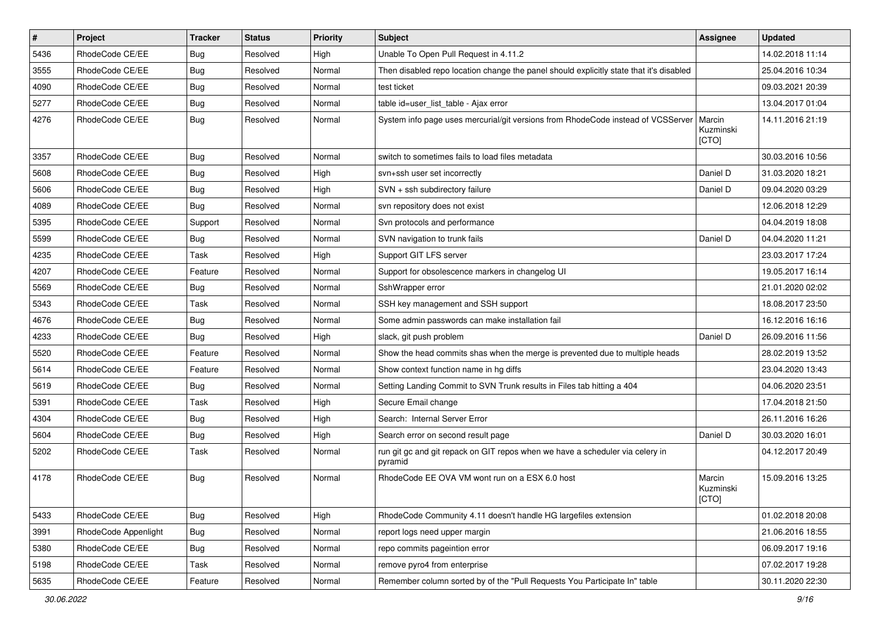| # | Project | Tracker | Status | Priority | Subject | Assignee | Updated |
|---|---|---|---|---|---|---|---|
| 5436 | RhodeCode CE/EE | Bug | Resolved | High | Unable To Open Pull Request in 4.11.2 | | 14.02.2018 11:14 |
| 3555 | RhodeCode CE/EE | Bug | Resolved | Normal | Then disabled repo location change the panel should explicitly state that it's disabled | | 25.04.2016 10:34 |
| 4090 | RhodeCode CE/EE | Bug | Resolved | Normal | test ticket | | 09.03.2021 20:39 |
| 5277 | RhodeCode CE/EE | Bug | Resolved | Normal | table id=user_list_table - Ajax error | | 13.04.2017 01:04 |
| 4276 | RhodeCode CE/EE | Bug | Resolved | Normal | System info page uses mercurial/git versions from RhodeCode instead of VCSServer | Marcin Kuzminski [CTO] | 14.11.2016 21:19 |
| 3357 | RhodeCode CE/EE | Bug | Resolved | Normal | switch to sometimes fails to load files metadata | | 30.03.2016 10:56 |
| 5608 | RhodeCode CE/EE | Bug | Resolved | High | svn+ssh user set incorrectly | Daniel D | 31.03.2020 18:21 |
| 5606 | RhodeCode CE/EE | Bug | Resolved | High | SVN + ssh subdirectory failure | Daniel D | 09.04.2020 03:29 |
| 4089 | RhodeCode CE/EE | Bug | Resolved | Normal | svn repository does not exist | | 12.06.2018 12:29 |
| 5395 | RhodeCode CE/EE | Support | Resolved | Normal | Svn protocols and performance | | 04.04.2019 18:08 |
| 5599 | RhodeCode CE/EE | Bug | Resolved | Normal | SVN navigation to trunk fails | Daniel D | 04.04.2020 11:21 |
| 4235 | RhodeCode CE/EE | Task | Resolved | High | Support GIT LFS server | | 23.03.2017 17:24 |
| 4207 | RhodeCode CE/EE | Feature | Resolved | Normal | Support for obsolescence markers in changelog UI | | 19.05.2017 16:14 |
| 5569 | RhodeCode CE/EE | Bug | Resolved | Normal | SshWrapper error | | 21.01.2020 02:02 |
| 5343 | RhodeCode CE/EE | Task | Resolved | Normal | SSH key management and SSH support | | 18.08.2017 23:50 |
| 4676 | RhodeCode CE/EE | Bug | Resolved | Normal | Some admin passwords can make installation fail | | 16.12.2016 16:16 |
| 4233 | RhodeCode CE/EE | Bug | Resolved | High | slack, git push problem | Daniel D | 26.09.2016 11:56 |
| 5520 | RhodeCode CE/EE | Feature | Resolved | Normal | Show the head commits shas when the merge is prevented due to multiple heads | | 28.02.2019 13:52 |
| 5614 | RhodeCode CE/EE | Feature | Resolved | Normal | Show context function name in hg diffs | | 23.04.2020 13:43 |
| 5619 | RhodeCode CE/EE | Bug | Resolved | Normal | Setting Landing Commit to SVN Trunk results in Files tab hitting a 404 | | 04.06.2020 23:51 |
| 5391 | RhodeCode CE/EE | Task | Resolved | High | Secure Email change | | 17.04.2018 21:50 |
| 4304 | RhodeCode CE/EE | Bug | Resolved | High | Search: Internal Server Error | | 26.11.2016 16:26 |
| 5604 | RhodeCode CE/EE | Bug | Resolved | High | Search error on second result page | Daniel D | 30.03.2020 16:01 |
| 5202 | RhodeCode CE/EE | Task | Resolved | Normal | run git gc and git repack on GIT repos when we have a scheduler via celery in pyramid | | 04.12.2017 20:49 |
| 4178 | RhodeCode CE/EE | Bug | Resolved | Normal | RhodeCode EE OVA VM wont run on a ESX 6.0 host | Marcin Kuzminski [CTO] | 15.09.2016 13:25 |
| 5433 | RhodeCode CE/EE | Bug | Resolved | High | RhodeCode Community 4.11 doesn't handle HG largefiles extension | | 01.02.2018 20:08 |
| 3991 | RhodeCode Appenlight | Bug | Resolved | Normal | report logs need upper margin | | 21.06.2016 18:55 |
| 5380 | RhodeCode CE/EE | Bug | Resolved | Normal | repo commits pageintion error | | 06.09.2017 19:16 |
| 5198 | RhodeCode CE/EE | Task | Resolved | Normal | remove pyro4 from enterprise | | 07.02.2017 19:28 |
| 5635 | RhodeCode CE/EE | Feature | Resolved | Normal | Remember column sorted by of the "Pull Requests You Participate In" table | | 30.11.2020 22:30 |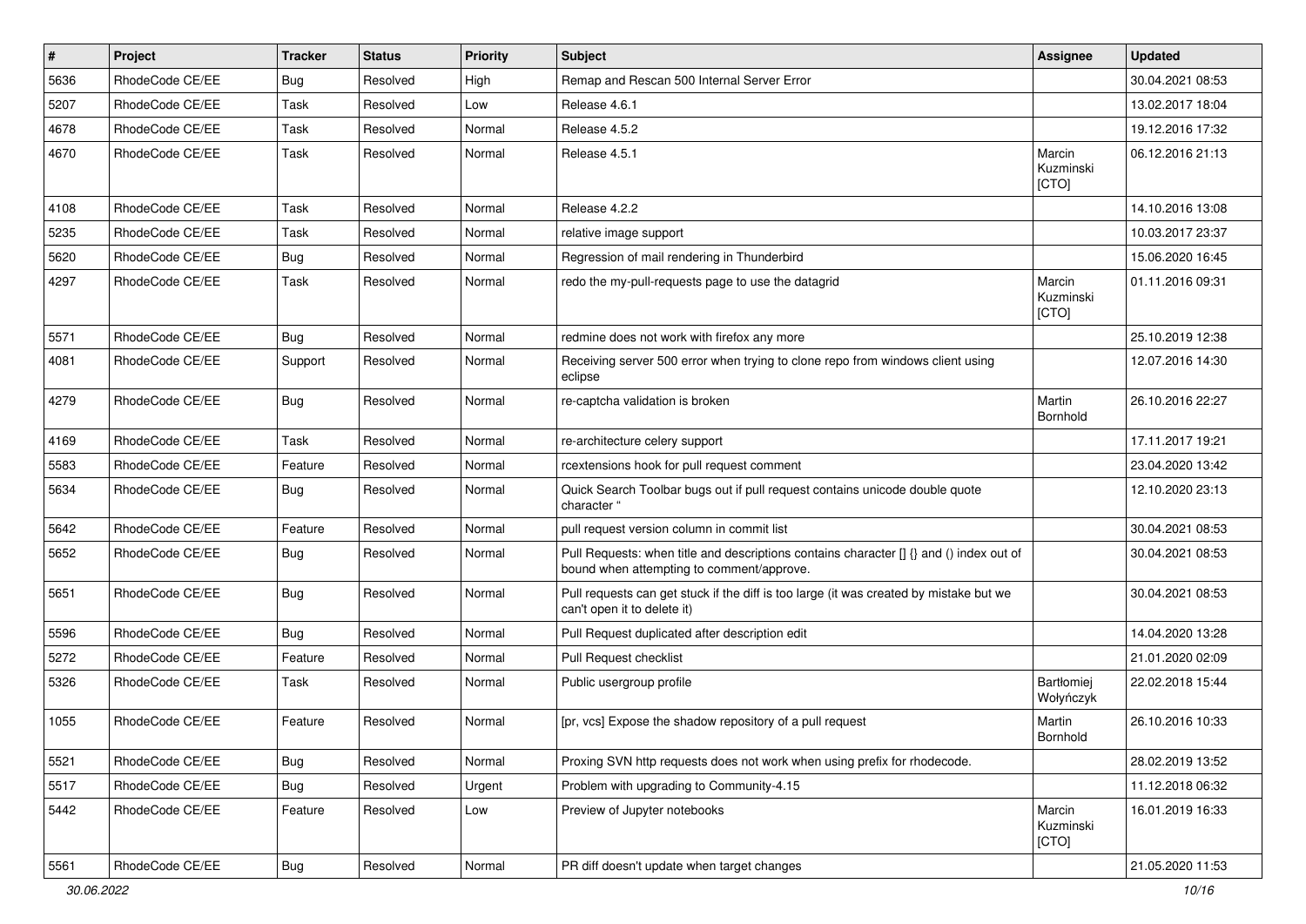| # | Project | Tracker | Status | Priority | Subject | Assignee | Updated |
| --- | --- | --- | --- | --- | --- | --- | --- |
| 5636 | RhodeCode CE/EE | Bug | Resolved | High | Remap and Rescan 500 Internal Server Error | | 30.04.2021 08:53 |
| 5207 | RhodeCode CE/EE | Task | Resolved | Low | Release 4.6.1 | | 13.02.2017 18:04 |
| 4678 | RhodeCode CE/EE | Task | Resolved | Normal | Release 4.5.2 | | 19.12.2016 17:32 |
| 4670 | RhodeCode CE/EE | Task | Resolved | Normal | Release 4.5.1 | Marcin Kuzminski [CTO] | 06.12.2016 21:13 |
| 4108 | RhodeCode CE/EE | Task | Resolved | Normal | Release 4.2.2 | | 14.10.2016 13:08 |
| 5235 | RhodeCode CE/EE | Task | Resolved | Normal | relative image support | | 10.03.2017 23:37 |
| 5620 | RhodeCode CE/EE | Bug | Resolved | Normal | Regression of mail rendering in Thunderbird | | 15.06.2020 16:45 |
| 4297 | RhodeCode CE/EE | Task | Resolved | Normal | redo the my-pull-requests page to use the datagrid | Marcin Kuzminski [CTO] | 01.11.2016 09:31 |
| 5571 | RhodeCode CE/EE | Bug | Resolved | Normal | redmine does not work with firefox any more | | 25.10.2019 12:38 |
| 4081 | RhodeCode CE/EE | Support | Resolved | Normal | Receiving server 500 error when trying to clone repo from windows client using eclipse | | 12.07.2016 14:30 |
| 4279 | RhodeCode CE/EE | Bug | Resolved | Normal | re-captcha validation is broken | Martin Bornhold | 26.10.2016 22:27 |
| 4169 | RhodeCode CE/EE | Task | Resolved | Normal | re-architecture celery support | | 17.11.2017 19:21 |
| 5583 | RhodeCode CE/EE | Feature | Resolved | Normal | rcextensions hook for pull request comment | | 23.04.2020 13:42 |
| 5634 | RhodeCode CE/EE | Bug | Resolved | Normal | Quick Search Toolbar bugs out if pull request contains unicode double quote character " | | 12.10.2020 23:13 |
| 5642 | RhodeCode CE/EE | Feature | Resolved | Normal | pull request version column in commit list | | 30.04.2021 08:53 |
| 5652 | RhodeCode CE/EE | Bug | Resolved | Normal | Pull Requests: when title and descriptions contains character [] {} and () index out of bound when attempting to comment/approve. | | 30.04.2021 08:53 |
| 5651 | RhodeCode CE/EE | Bug | Resolved | Normal | Pull requests can get stuck if the diff is too large (it was created by mistake but we can't open it to delete it) | | 30.04.2021 08:53 |
| 5596 | RhodeCode CE/EE | Bug | Resolved | Normal | Pull Request duplicated after description edit | | 14.04.2020 13:28 |
| 5272 | RhodeCode CE/EE | Feature | Resolved | Normal | Pull Request checklist | | 21.01.2020 02:09 |
| 5326 | RhodeCode CE/EE | Task | Resolved | Normal | Public usergroup profile | Bartłomiej Wołyńczyk | 22.02.2018 15:44 |
| 1055 | RhodeCode CE/EE | Feature | Resolved | Normal | [pr, vcs] Expose the shadow repository of a pull request | Martin Bornhold | 26.10.2016 10:33 |
| 5521 | RhodeCode CE/EE | Bug | Resolved | Normal | Proxing SVN http requests does not work when using prefix for rhodecode. | | 28.02.2019 13:52 |
| 5517 | RhodeCode CE/EE | Bug | Resolved | Urgent | Problem with upgrading to Community-4.15 | | 11.12.2018 06:32 |
| 5442 | RhodeCode CE/EE | Feature | Resolved | Low | Preview of Jupyter notebooks | Marcin Kuzminski [CTO] | 16.01.2019 16:33 |
| 5561 | RhodeCode CE/EE | Bug | Resolved | Normal | PR diff doesn't update when target changes | | 21.05.2020 11:53 |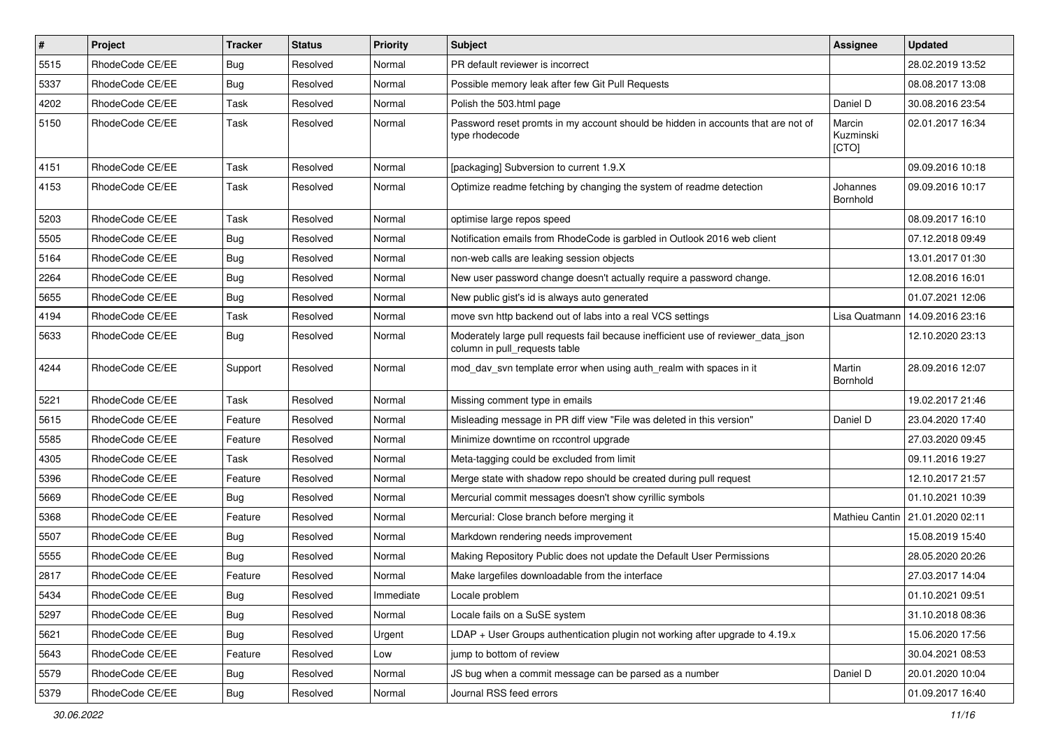| # | Project | Tracker | Status | Priority | Subject | Assignee | Updated |
|---|---|---|---|---|---|---|---|
| 5515 | RhodeCode CE/EE | Bug | Resolved | Normal | PR default reviewer is incorrect | | 28.02.2019 13:52 |
| 5337 | RhodeCode CE/EE | Bug | Resolved | Normal | Possible memory leak after few Git Pull Requests | | 08.08.2017 13:08 |
| 4202 | RhodeCode CE/EE | Task | Resolved | Normal | Polish the 503.html page | Daniel D | 30.08.2016 23:54 |
| 5150 | RhodeCode CE/EE | Task | Resolved | Normal | Password reset promts in my account should be hidden in accounts that are not of type rhodecode | Marcin Kuzminski [CTO] | 02.01.2017 16:34 |
| 4151 | RhodeCode CE/EE | Task | Resolved | Normal | [packaging] Subversion to current 1.9.X | | 09.09.2016 10:18 |
| 4153 | RhodeCode CE/EE | Task | Resolved | Normal | Optimize readme fetching by changing the system of readme detection | Johannes Bornhold | 09.09.2016 10:17 |
| 5203 | RhodeCode CE/EE | Task | Resolved | Normal | optimise large repos speed | | 08.09.2017 16:10 |
| 5505 | RhodeCode CE/EE | Bug | Resolved | Normal | Notification emails from RhodeCode is garbled in Outlook 2016 web client | | 07.12.2018 09:49 |
| 5164 | RhodeCode CE/EE | Bug | Resolved | Normal | non-web calls are leaking session objects | | 13.01.2017 01:30 |
| 2264 | RhodeCode CE/EE | Bug | Resolved | Normal | New user password change doesn't actually require a password change. | | 12.08.2016 16:01 |
| 5655 | RhodeCode CE/EE | Bug | Resolved | Normal | New public gist's id is always auto generated | | 01.07.2021 12:06 |
| 4194 | RhodeCode CE/EE | Task | Resolved | Normal | move svn http backend out of labs into a real VCS settings | Lisa Quatmann | 14.09.2016 23:16 |
| 5633 | RhodeCode CE/EE | Bug | Resolved | Normal | Moderately large pull requests fail because inefficient use of reviewer_data_json column in pull_requests table | | 12.10.2020 23:13 |
| 4244 | RhodeCode CE/EE | Support | Resolved | Normal | mod_dav_svn template error when using auth_realm with spaces in it | Martin Bornhold | 28.09.2016 12:07 |
| 5221 | RhodeCode CE/EE | Task | Resolved | Normal | Missing comment type in emails | | 19.02.2017 21:46 |
| 5615 | RhodeCode CE/EE | Feature | Resolved | Normal | Misleading message in PR diff view "File was deleted in this version" | Daniel D | 23.04.2020 17:40 |
| 5585 | RhodeCode CE/EE | Feature | Resolved | Normal | Minimize downtime on rccontrol upgrade | | 27.03.2020 09:45 |
| 4305 | RhodeCode CE/EE | Task | Resolved | Normal | Meta-tagging could be excluded from limit | | 09.11.2016 19:27 |
| 5396 | RhodeCode CE/EE | Feature | Resolved | Normal | Merge state with shadow repo should be created during pull request | | 12.10.2017 21:57 |
| 5669 | RhodeCode CE/EE | Bug | Resolved | Normal | Mercurial commit messages doesn't show cyrillic symbols | | 01.10.2021 10:39 |
| 5368 | RhodeCode CE/EE | Feature | Resolved | Normal | Mercurial: Close branch before merging it | Mathieu Cantin | 21.01.2020 02:11 |
| 5507 | RhodeCode CE/EE | Bug | Resolved | Normal | Markdown rendering needs improvement | | 15.08.2019 15:40 |
| 5555 | RhodeCode CE/EE | Bug | Resolved | Normal | Making Repository Public does not update the Default User Permissions | | 28.05.2020 20:26 |
| 2817 | RhodeCode CE/EE | Feature | Resolved | Normal | Make largefiles downloadable from the interface | | 27.03.2017 14:04 |
| 5434 | RhodeCode CE/EE | Bug | Resolved | Immediate | Locale problem | | 01.10.2021 09:51 |
| 5297 | RhodeCode CE/EE | Bug | Resolved | Normal | Locale fails on a SuSE system | | 31.10.2018 08:36 |
| 5621 | RhodeCode CE/EE | Bug | Resolved | Urgent | LDAP + User Groups authentication plugin not working after upgrade to 4.19.x | | 15.06.2020 17:56 |
| 5643 | RhodeCode CE/EE | Feature | Resolved | Low | jump to bottom of review | | 30.04.2021 08:53 |
| 5579 | RhodeCode CE/EE | Bug | Resolved | Normal | JS bug when a commit message can be parsed as a number | Daniel D | 20.01.2020 10:04 |
| 5379 | RhodeCode CE/EE | Bug | Resolved | Normal | Journal RSS feed errors | | 01.09.2017 16:40 |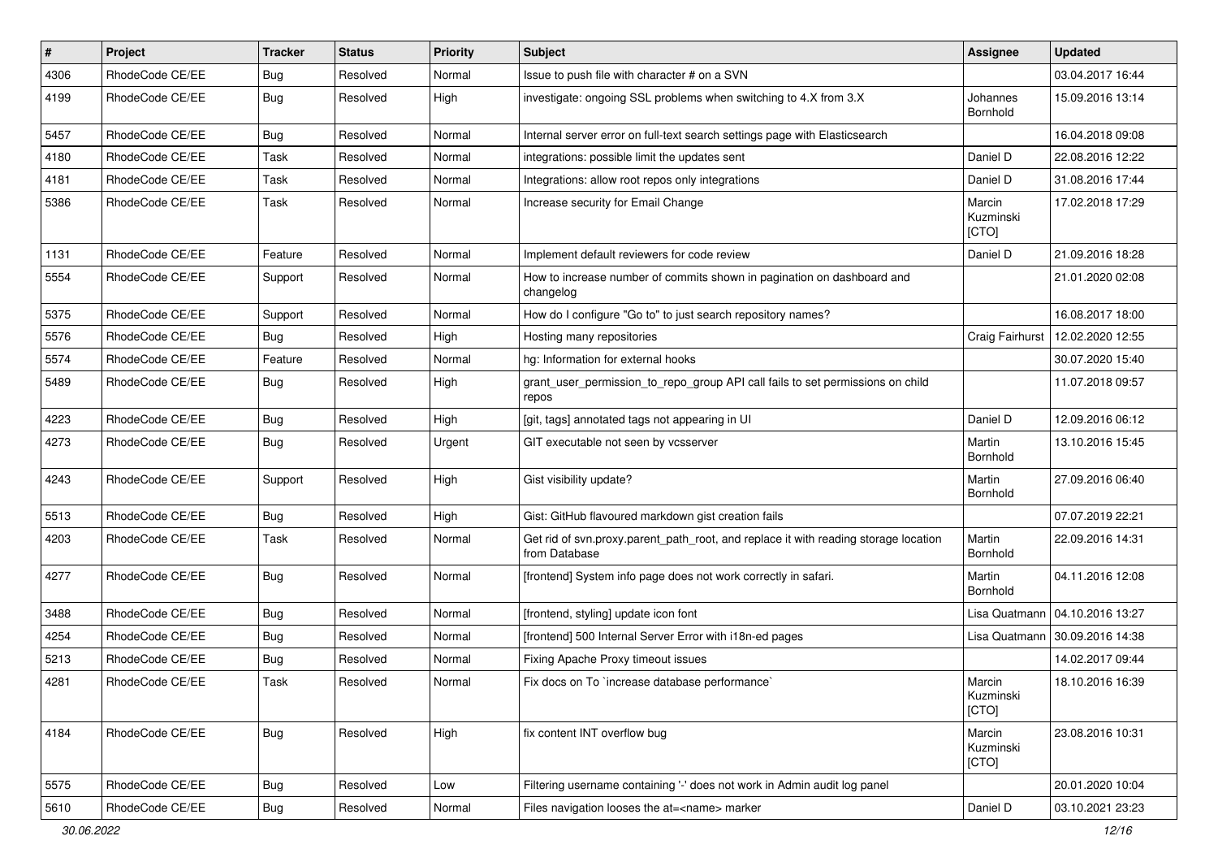| # | Project | Tracker | Status | Priority | Subject | Assignee | Updated |
|---|---|---|---|---|---|---|---|
| 4306 | RhodeCode CE/EE | Bug | Resolved | Normal | Issue to push file with character # on a SVN | | 03.04.2017 16:44 |
| 4199 | RhodeCode CE/EE | Bug | Resolved | High | investigate: ongoing SSL problems when switching to 4.X from 3.X | Johannes Bornhold | 15.09.2016 13:14 |
| 5457 | RhodeCode CE/EE | Bug | Resolved | Normal | Internal server error on full-text search settings page with Elasticsearch | | 16.04.2018 09:08 |
| 4180 | RhodeCode CE/EE | Task | Resolved | Normal | integrations: possible limit the updates sent | Daniel D | 22.08.2016 12:22 |
| 4181 | RhodeCode CE/EE | Task | Resolved | Normal | Integrations: allow root repos only integrations | Daniel D | 31.08.2016 17:44 |
| 5386 | RhodeCode CE/EE | Task | Resolved | Normal | Increase security for Email Change | Marcin Kuzminski [CTO] | 17.02.2018 17:29 |
| 1131 | RhodeCode CE/EE | Feature | Resolved | Normal | Implement default reviewers for code review | Daniel D | 21.09.2016 18:28 |
| 5554 | RhodeCode CE/EE | Support | Resolved | Normal | How to increase number of commits shown in pagination on dashboard and changelog | | 21.01.2020 02:08 |
| 5375 | RhodeCode CE/EE | Support | Resolved | Normal | How do I configure "Go to" to just search repository names? | | 16.08.2017 18:00 |
| 5576 | RhodeCode CE/EE | Bug | Resolved | High | Hosting many repositories | Craig Fairhurst | 12.02.2020 12:55 |
| 5574 | RhodeCode CE/EE | Feature | Resolved | Normal | hg: Information for external hooks | | 30.07.2020 15:40 |
| 5489 | RhodeCode CE/EE | Bug | Resolved | High | grant_user_permission_to_repo_group API call fails to set permissions on child repos | | 11.07.2018 09:57 |
| 4223 | RhodeCode CE/EE | Bug | Resolved | High | [git, tags] annotated tags not appearing in UI | Daniel D | 12.09.2016 06:12 |
| 4273 | RhodeCode CE/EE | Bug | Resolved | Urgent | GIT executable not seen by vcsserver | Martin Bornhold | 13.10.2016 15:45 |
| 4243 | RhodeCode CE/EE | Support | Resolved | High | Gist visibility update? | Martin Bornhold | 27.09.2016 06:40 |
| 5513 | RhodeCode CE/EE | Bug | Resolved | High | Gist: GitHub flavoured markdown gist creation fails | | 07.07.2019 22:21 |
| 4203 | RhodeCode CE/EE | Task | Resolved | Normal | Get rid of svn.proxy.parent_path_root, and replace it with reading storage location from Database | Martin Bornhold | 22.09.2016 14:31 |
| 4277 | RhodeCode CE/EE | Bug | Resolved | Normal | [frontend] System info page does not work correctly in safari. | Martin Bornhold | 04.11.2016 12:08 |
| 3488 | RhodeCode CE/EE | Bug | Resolved | Normal | [frontend, styling] update icon font | Lisa Quatmann | 04.10.2016 13:27 |
| 4254 | RhodeCode CE/EE | Bug | Resolved | Normal | [frontend] 500 Internal Server Error with i18n-ed pages | Lisa Quatmann | 30.09.2016 14:38 |
| 5213 | RhodeCode CE/EE | Bug | Resolved | Normal | Fixing Apache Proxy timeout issues | | 14.02.2017 09:44 |
| 4281 | RhodeCode CE/EE | Task | Resolved | Normal | Fix docs on To `increase database performance` | Marcin Kuzminski [CTO] | 18.10.2016 16:39 |
| 4184 | RhodeCode CE/EE | Bug | Resolved | High | fix content INT overflow bug | Marcin Kuzminski [CTO] | 23.08.2016 10:31 |
| 5575 | RhodeCode CE/EE | Bug | Resolved | Low | Filtering username containing '-' does not work in Admin audit log panel | | 20.01.2020 10:04 |
| 5610 | RhodeCode CE/EE | Bug | Resolved | Normal | Files navigation looses the at=<name> marker | Daniel D | 03.10.2021 23:23 |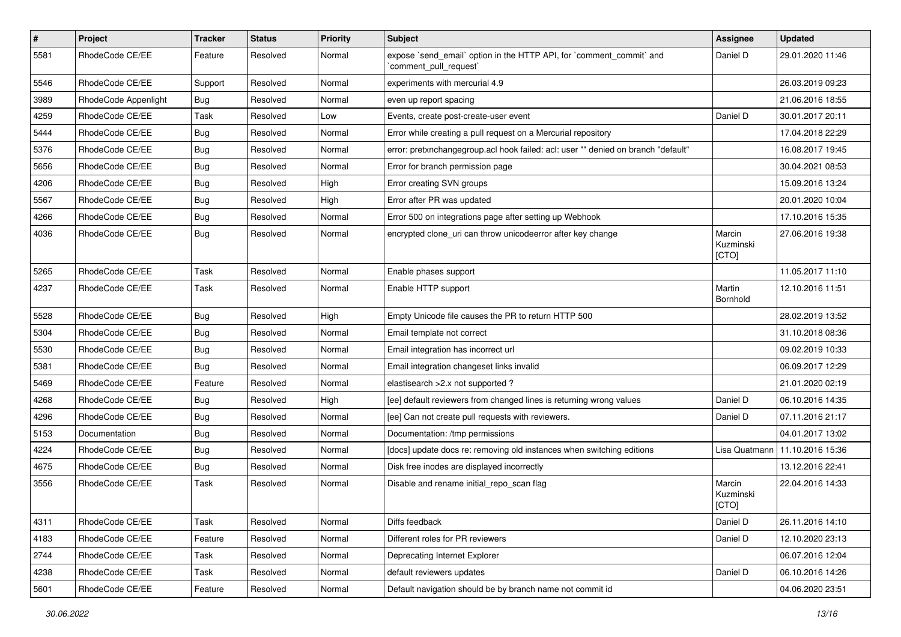| # | Project | Tracker | Status | Priority | Subject | Assignee | Updated |
|---|---|---|---|---|---|---|---|
| 5581 | RhodeCode CE/EE | Feature | Resolved | Normal | expose `send_email` option in the HTTP API, for `comment_commit` and `comment_pull_request` | Daniel D | 29.01.2020 11:46 |
| 5546 | RhodeCode CE/EE | Support | Resolved | Normal | experiments with mercurial 4.9 | | 26.03.2019 09:23 |
| 3989 | RhodeCode Appenlight | Bug | Resolved | Normal | even up report spacing | | 21.06.2016 18:55 |
| 4259 | RhodeCode CE/EE | Task | Resolved | Low | Events, create post-create-user event | Daniel D | 30.01.2017 20:11 |
| 5444 | RhodeCode CE/EE | Bug | Resolved | Normal | Error while creating a pull request on a Mercurial repository | | 17.04.2018 22:29 |
| 5376 | RhodeCode CE/EE | Bug | Resolved | Normal | error: pretxnchangegroup.acl hook failed: acl: user "" denied on branch "default" | | 16.08.2017 19:45 |
| 5656 | RhodeCode CE/EE | Bug | Resolved | Normal | Error for branch permission page | | 30.04.2021 08:53 |
| 4206 | RhodeCode CE/EE | Bug | Resolved | High | Error creating SVN groups | | 15.09.2016 13:24 |
| 5567 | RhodeCode CE/EE | Bug | Resolved | High | Error after PR was updated | | 20.01.2020 10:04 |
| 4266 | RhodeCode CE/EE | Bug | Resolved | Normal | Error 500 on integrations page after setting up Webhook | | 17.10.2016 15:35 |
| 4036 | RhodeCode CE/EE | Bug | Resolved | Normal | encrypted clone_uri can throw unicodeerror after key change | Marcin Kuzminski [CTO] | 27.06.2016 19:38 |
| 5265 | RhodeCode CE/EE | Task | Resolved | Normal | Enable phases support | | 11.05.2017 11:10 |
| 4237 | RhodeCode CE/EE | Task | Resolved | Normal | Enable HTTP support | Martin Bornhold | 12.10.2016 11:51 |
| 5528 | RhodeCode CE/EE | Bug | Resolved | High | Empty Unicode file causes the PR to return HTTP 500 | | 28.02.2019 13:52 |
| 5304 | RhodeCode CE/EE | Bug | Resolved | Normal | Email template not correct | | 31.10.2018 08:36 |
| 5530 | RhodeCode CE/EE | Bug | Resolved | Normal | Email integration has incorrect url | | 09.02.2019 10:33 |
| 5381 | RhodeCode CE/EE | Bug | Resolved | Normal | Email integration changeset links invalid | | 06.09.2017 12:29 |
| 5469 | RhodeCode CE/EE | Feature | Resolved | Normal | elastisearch >2.x not supported ? | | 21.01.2020 02:19 |
| 4268 | RhodeCode CE/EE | Bug | Resolved | High | [ee] default reviewers from changed lines is returning wrong values | Daniel D | 06.10.2016 14:35 |
| 4296 | RhodeCode CE/EE | Bug | Resolved | Normal | [ee] Can not create pull requests with reviewers. | Daniel D | 07.11.2016 21:17 |
| 5153 | Documentation | Bug | Resolved | Normal | Documentation: /tmp permissions | | 04.01.2017 13:02 |
| 4224 | RhodeCode CE/EE | Bug | Resolved | Normal | [docs] update docs re: removing old instances when switching editions | Lisa Quatmann | 11.10.2016 15:36 |
| 4675 | RhodeCode CE/EE | Bug | Resolved | Normal | Disk free inodes are displayed incorrectly | | 13.12.2016 22:41 |
| 3556 | RhodeCode CE/EE | Task | Resolved | Normal | Disable and rename initial_repo_scan flag | Marcin Kuzminski [CTO] | 22.04.2016 14:33 |
| 4311 | RhodeCode CE/EE | Task | Resolved | Normal | Diffs feedback | Daniel D | 26.11.2016 14:10 |
| 4183 | RhodeCode CE/EE | Feature | Resolved | Normal | Different roles for PR reviewers | Daniel D | 12.10.2020 23:13 |
| 2744 | RhodeCode CE/EE | Task | Resolved | Normal | Deprecating Internet Explorer | | 06.07.2016 12:04 |
| 4238 | RhodeCode CE/EE | Task | Resolved | Normal | default reviewers updates | Daniel D | 06.10.2016 14:26 |
| 5601 | RhodeCode CE/EE | Feature | Resolved | Normal | Default navigation should be by branch name not commit id | | 04.06.2020 23:51 |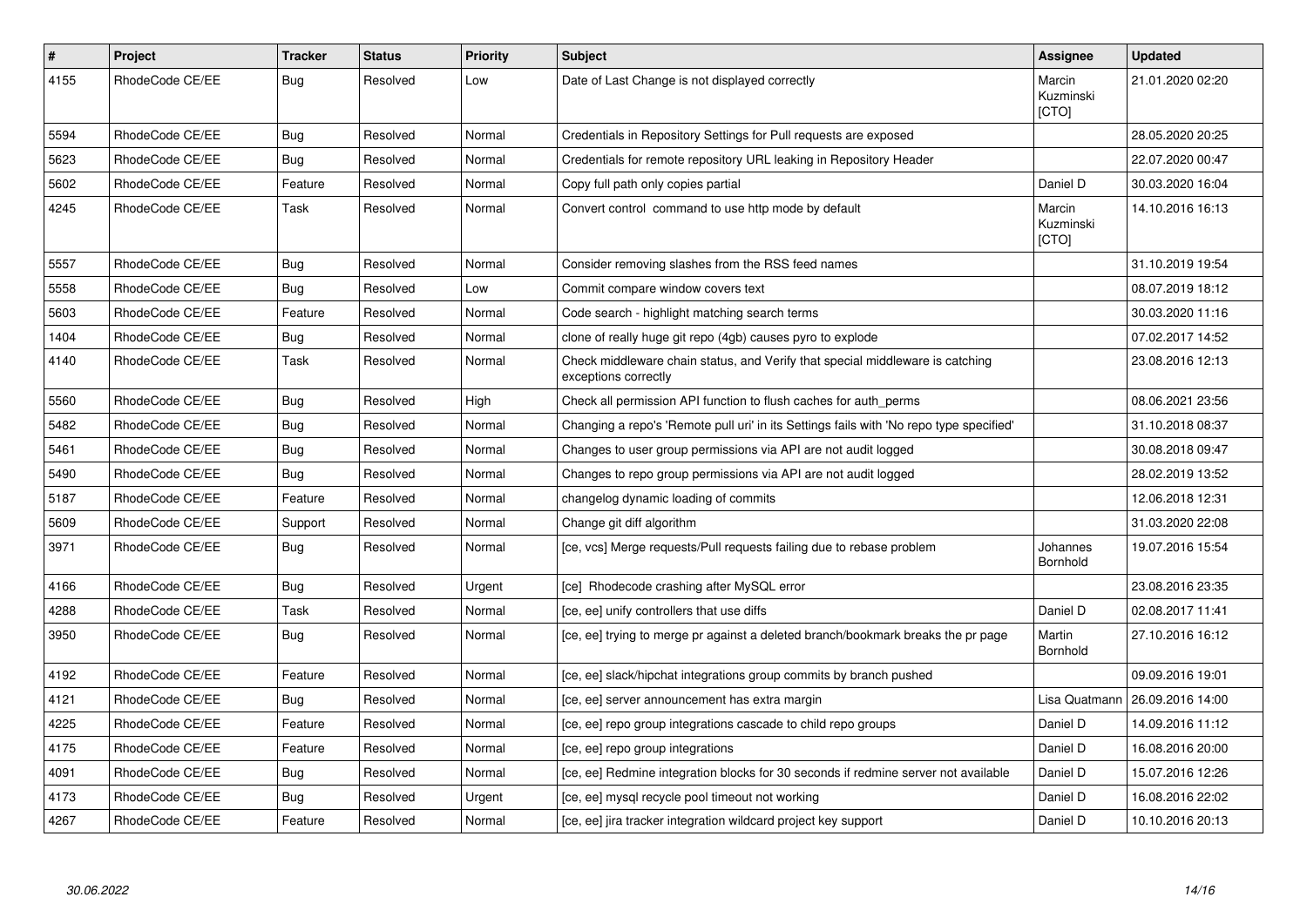| # | Project | Tracker | Status | Priority | Subject | Assignee | Updated |
|---|---|---|---|---|---|---|---|
| 4155 | RhodeCode CE/EE | Bug | Resolved | Low | Date of Last Change is not displayed correctly | Marcin Kuzminski [CTO] | 21.01.2020 02:20 |
| 5594 | RhodeCode CE/EE | Bug | Resolved | Normal | Credentials in Repository Settings for Pull requests are exposed | | 28.05.2020 20:25 |
| 5623 | RhodeCode CE/EE | Bug | Resolved | Normal | Credentials for remote repository URL leaking in Repository Header | | 22.07.2020 00:47 |
| 5602 | RhodeCode CE/EE | Feature | Resolved | Normal | Copy full path only copies partial | Daniel D | 30.03.2020 16:04 |
| 4245 | RhodeCode CE/EE | Task | Resolved | Normal | Convert control command to use http mode by default | Marcin Kuzminski [CTO] | 14.10.2016 16:13 |
| 5557 | RhodeCode CE/EE | Bug | Resolved | Normal | Consider removing slashes from the RSS feed names | | 31.10.2019 19:54 |
| 5558 | RhodeCode CE/EE | Bug | Resolved | Low | Commit compare window covers text | | 08.07.2019 18:12 |
| 5603 | RhodeCode CE/EE | Feature | Resolved | Normal | Code search - highlight matching search terms | | 30.03.2020 11:16 |
| 1404 | RhodeCode CE/EE | Bug | Resolved | Normal | clone of really huge git repo (4gb) causes pyro to explode | | 07.02.2017 14:52 |
| 4140 | RhodeCode CE/EE | Task | Resolved | Normal | Check middleware chain status, and Verify that special middleware is catching exceptions correctly | | 23.08.2016 12:13 |
| 5560 | RhodeCode CE/EE | Bug | Resolved | High | Check all permission API function to flush caches for auth_perms | | 08.06.2021 23:56 |
| 5482 | RhodeCode CE/EE | Bug | Resolved | Normal | Changing a repo's 'Remote pull uri' in its Settings fails with 'No repo type specified' | | 31.10.2018 08:37 |
| 5461 | RhodeCode CE/EE | Bug | Resolved | Normal | Changes to user group permissions via API are not audit logged | | 30.08.2018 09:47 |
| 5490 | RhodeCode CE/EE | Bug | Resolved | Normal | Changes to repo group permissions via API are not audit logged | | 28.02.2019 13:52 |
| 5187 | RhodeCode CE/EE | Feature | Resolved | Normal | changelog dynamic loading of commits | | 12.06.2018 12:31 |
| 5609 | RhodeCode CE/EE | Support | Resolved | Normal | Change git diff algorithm | | 31.03.2020 22:08 |
| 3971 | RhodeCode CE/EE | Bug | Resolved | Normal | [ce, vcs] Merge requests/Pull requests failing due to rebase problem | Johannes Bornhold | 19.07.2016 15:54 |
| 4166 | RhodeCode CE/EE | Bug | Resolved | Urgent | [ce] Rhodecode crashing after MySQL error | | 23.08.2016 23:35 |
| 4288 | RhodeCode CE/EE | Task | Resolved | Normal | [ce, ee] unify controllers that use diffs | Daniel D | 02.08.2017 11:41 |
| 3950 | RhodeCode CE/EE | Bug | Resolved | Normal | [ce, ee] trying to merge pr against a deleted branch/bookmark breaks the pr page | Martin Bornhold | 27.10.2016 16:12 |
| 4192 | RhodeCode CE/EE | Feature | Resolved | Normal | [ce, ee] slack/hipchat integrations group commits by branch pushed | | 09.09.2016 19:01 |
| 4121 | RhodeCode CE/EE | Bug | Resolved | Normal | [ce, ee] server announcement has extra margin | Lisa Quatmann | 26.09.2016 14:00 |
| 4225 | RhodeCode CE/EE | Feature | Resolved | Normal | [ce, ee] repo group integrations cascade to child repo groups | Daniel D | 14.09.2016 11:12 |
| 4175 | RhodeCode CE/EE | Feature | Resolved | Normal | [ce, ee] repo group integrations | Daniel D | 16.08.2016 20:00 |
| 4091 | RhodeCode CE/EE | Bug | Resolved | Normal | [ce, ee] Redmine integration blocks for 30 seconds if redmine server not available | Daniel D | 15.07.2016 12:26 |
| 4173 | RhodeCode CE/EE | Bug | Resolved | Urgent | [ce, ee] mysql recycle pool timeout not working | Daniel D | 16.08.2016 22:02 |
| 4267 | RhodeCode CE/EE | Feature | Resolved | Normal | [ce, ee] jira tracker integration wildcard project key support | Daniel D | 10.10.2016 20:13 |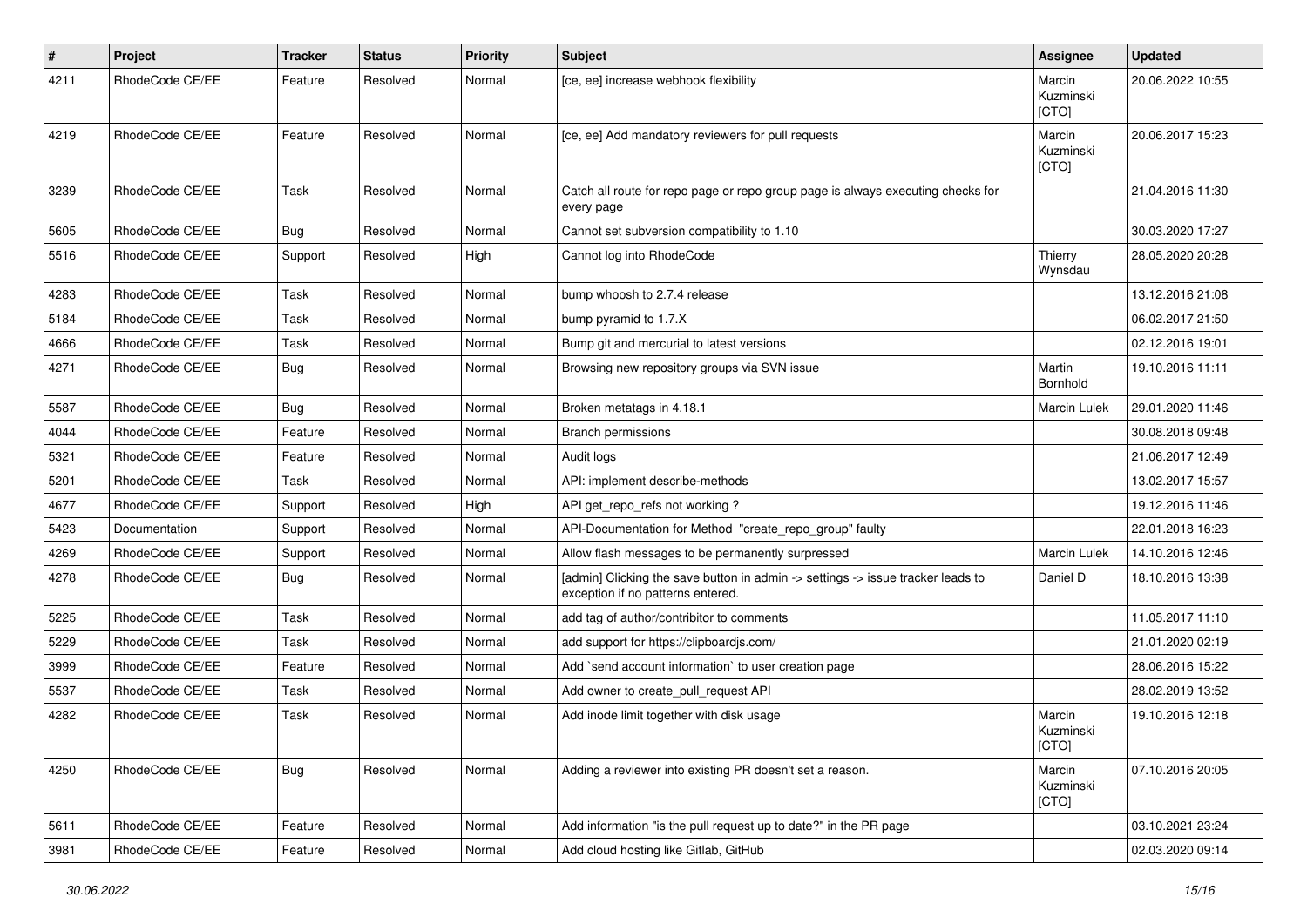| # | Project | Tracker | Status | Priority | Subject | Assignee | Updated |
|---|---|---|---|---|---|---|---|
| 4211 | RhodeCode CE/EE | Feature | Resolved | Normal | [ce, ee] increase webhook flexibility | Marcin Kuzminski [CTO] | 20.06.2022 10:55 |
| 4219 | RhodeCode CE/EE | Feature | Resolved | Normal | [ce, ee] Add mandatory reviewers for pull requests | Marcin Kuzminski [CTO] | 20.06.2017 15:23 |
| 3239 | RhodeCode CE/EE | Task | Resolved | Normal | Catch all route for repo page or repo group page is always executing checks for every page | | 21.04.2016 11:30 |
| 5605 | RhodeCode CE/EE | Bug | Resolved | Normal | Cannot set subversion compatibility to 1.10 | | 30.03.2020 17:27 |
| 5516 | RhodeCode CE/EE | Support | Resolved | High | Cannot log into RhodeCode | Thierry Wynsdau | 28.05.2020 20:28 |
| 4283 | RhodeCode CE/EE | Task | Resolved | Normal | bump whoosh to 2.7.4 release | | 13.12.2016 21:08 |
| 5184 | RhodeCode CE/EE | Task | Resolved | Normal | bump pyramid to 1.7.X | | 06.02.2017 21:50 |
| 4666 | RhodeCode CE/EE | Task | Resolved | Normal | Bump git and mercurial to latest versions | | 02.12.2016 19:01 |
| 4271 | RhodeCode CE/EE | Bug | Resolved | Normal | Browsing new repository groups via SVN issue | Martin Bornhold | 19.10.2016 11:11 |
| 5587 | RhodeCode CE/EE | Bug | Resolved | Normal | Broken metatags in 4.18.1 | Marcin Lulek | 29.01.2020 11:46 |
| 4044 | RhodeCode CE/EE | Feature | Resolved | Normal | Branch permissions | | 30.08.2018 09:48 |
| 5321 | RhodeCode CE/EE | Feature | Resolved | Normal | Audit logs | | 21.06.2017 12:49 |
| 5201 | RhodeCode CE/EE | Task | Resolved | Normal | API: implement describe-methods | | 13.02.2017 15:57 |
| 4677 | RhodeCode CE/EE | Support | Resolved | High | API get_repo_refs not working ? | | 19.12.2016 11:46 |
| 5423 | Documentation | Support | Resolved | Normal | API-Documentation for Method "create_repo_group" faulty | | 22.01.2018 16:23 |
| 4269 | RhodeCode CE/EE | Support | Resolved | Normal | Allow flash messages to be permanently surpressed | Marcin Lulek | 14.10.2016 12:46 |
| 4278 | RhodeCode CE/EE | Bug | Resolved | Normal | [admin] Clicking the save button in admin -> settings -> issue tracker leads to exception if no patterns entered. | Daniel D | 18.10.2016 13:38 |
| 5225 | RhodeCode CE/EE | Task | Resolved | Normal | add tag of author/contribitor to comments | | 11.05.2017 11:10 |
| 5229 | RhodeCode CE/EE | Task | Resolved | Normal | add support for https://clipboardjs.com/ | | 21.01.2020 02:19 |
| 3999 | RhodeCode CE/EE | Feature | Resolved | Normal | Add `send account information` to user creation page | | 28.06.2016 15:22 |
| 5537 | RhodeCode CE/EE | Task | Resolved | Normal | Add owner to create_pull_request API | | 28.02.2019 13:52 |
| 4282 | RhodeCode CE/EE | Task | Resolved | Normal | Add inode limit together with disk usage | Marcin Kuzminski [CTO] | 19.10.2016 12:18 |
| 4250 | RhodeCode CE/EE | Bug | Resolved | Normal | Adding a reviewer into existing PR doesn't set a reason. | Marcin Kuzminski [CTO] | 07.10.2016 20:05 |
| 5611 | RhodeCode CE/EE | Feature | Resolved | Normal | Add information "is the pull request up to date?" in the PR page | | 03.10.2021 23:24 |
| 3981 | RhodeCode CE/EE | Feature | Resolved | Normal | Add cloud hosting like Gitlab, GitHub | | 02.03.2020 09:14 |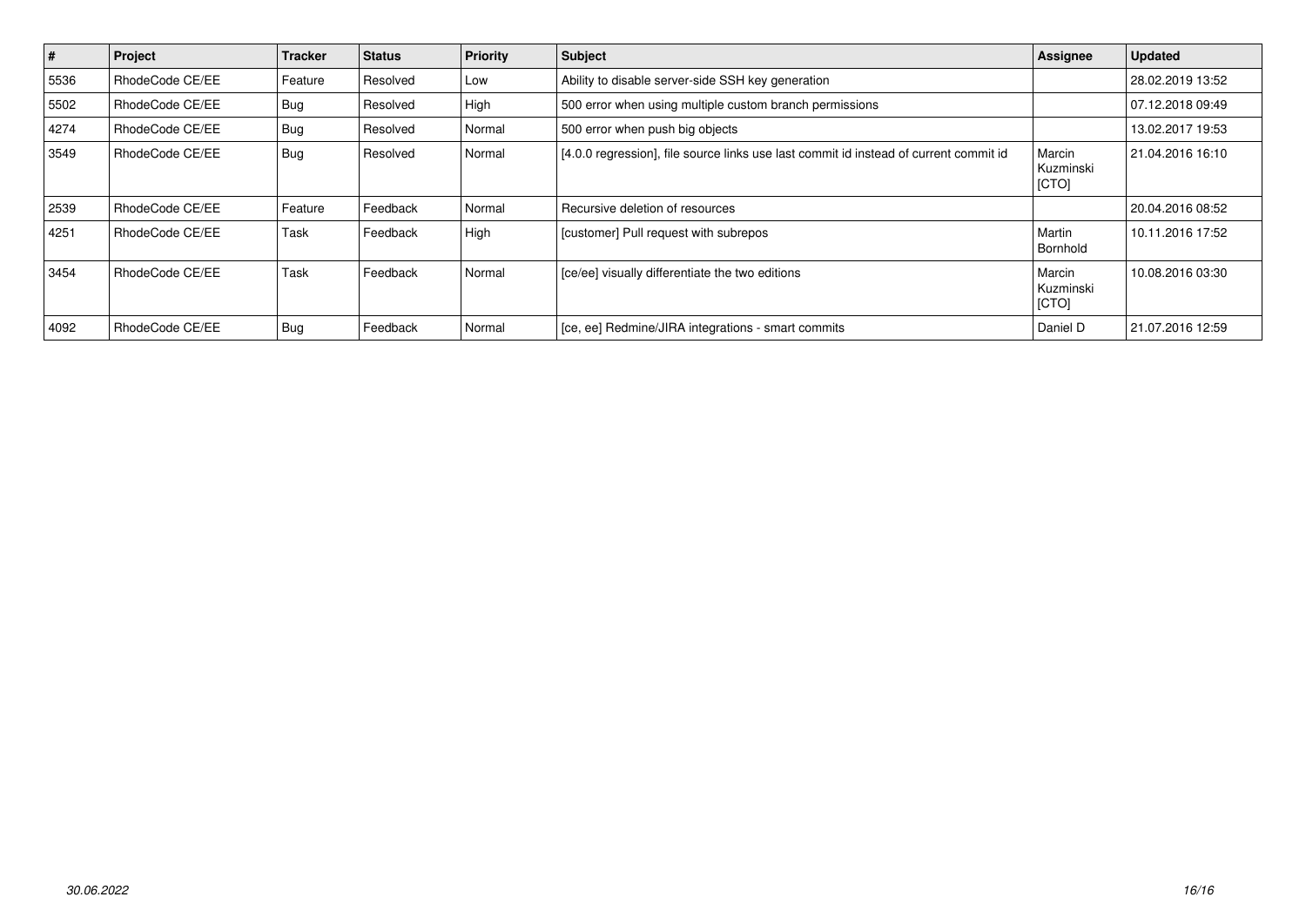| # | Project | Tracker | Status | Priority | Subject | Assignee | Updated |
|---|---|---|---|---|---|---|---|
| 5536 | RhodeCode CE/EE | Feature | Resolved | Low | Ability to disable server-side SSH key generation | | 28.02.2019 13:52 |
| 5502 | RhodeCode CE/EE | Bug | Resolved | High | 500 error when using multiple custom branch permissions | | 07.12.2018 09:49 |
| 4274 | RhodeCode CE/EE | Bug | Resolved | Normal | 500 error when push big objects | | 13.02.2017 19:53 |
| 3549 | RhodeCode CE/EE | Bug | Resolved | Normal | [4.0.0 regression], file source links use last commit id instead of current commit id | Marcin Kuzminski [CTO] | 21.04.2016 16:10 |
| 2539 | RhodeCode CE/EE | Feature | Feedback | Normal | Recursive deletion of resources | | 20.04.2016 08:52 |
| 4251 | RhodeCode CE/EE | Task | Feedback | High | [customer] Pull request with subrepos | Martin Bornhold | 10.11.2016 17:52 |
| 3454 | RhodeCode CE/EE | Task | Feedback | Normal | [ce/ee] visually differentiate the two editions | Marcin Kuzminski [CTO] | 10.08.2016 03:30 |
| 4092 | RhodeCode CE/EE | Bug | Feedback | Normal | [ce, ee] Redmine/JIRA integrations - smart commits | Daniel D | 21.07.2016 12:59 |